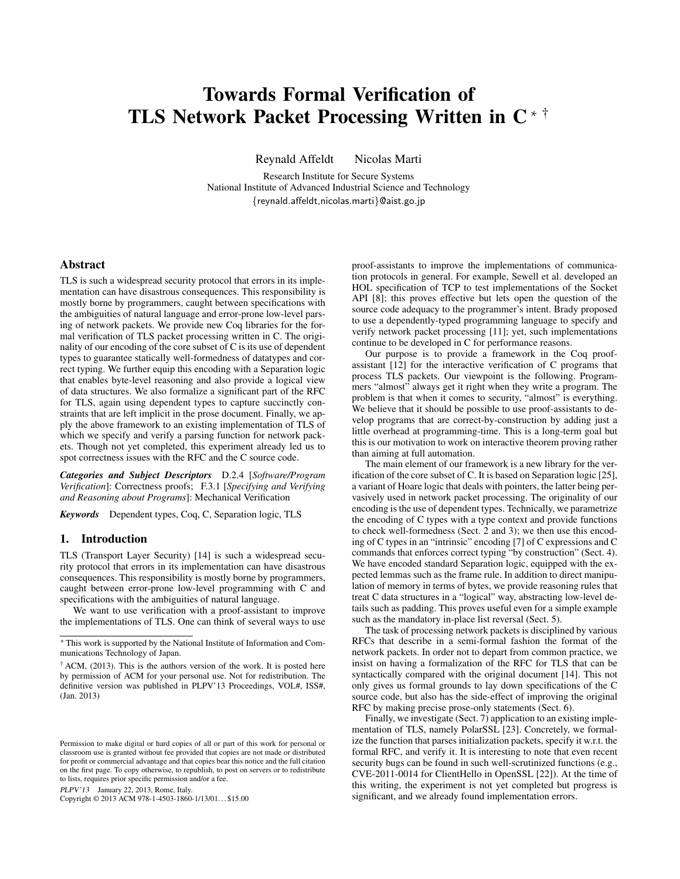# Towards Formal Verification of TLS Network Packet Processing Written in C * †

Reynald Affeldt    Nicolas Marti

Research Institute for Secure Systems
National Institute of Advanced Industrial Science and Technology
{reynald.affeldt,nicolas.marti}@aist.go.jp

## Abstract

TLS is such a widespread security protocol that errors in its implementation can have disastrous consequences. This responsibility is mostly borne by programmers, caught between specifications with the ambiguities of natural language and error-prone low-level parsing of network packets. We provide new Coq libraries for the formal verification of TLS packet processing written in C. The originality of our encoding of the core subset of C is its use of dependent types to guarantee statically well-formedness of datatypes and correct typing. We further equip this encoding with a Separation logic that enables byte-level reasoning and also provide a logical view of data structures. We also formalize a significant part of the RFC for TLS, again using dependent types to capture succinctly constraints that are left implicit in the prose document. Finally, we apply the above framework to an existing implementation of TLS of which we specify and verify a parsing function for network packets. Though not yet completed, this experiment already led us to spot correctness issues with the RFC and the C source code.

***Categories and Subject Descriptors*** D.2.4 [*Software/Program Verification*]: Correctness proofs; F.3.1 [*Specifying and Verifying and Reasoning about Programs*]: Mechanical Verification

***Keywords*** Dependent types, Coq, C, Separation logic, TLS

## 1. Introduction

TLS (Transport Layer Security) [14] is such a widespread security protocol that errors in its implementation can have disastrous consequences. This responsibility is mostly borne by programmers, caught between error-prone low-level programming with C and specifications with the ambiguities of natural language.

We want to use verification with a proof-assistant to improve the implementations of TLS. One can think of several ways to use proof-assistants to improve the implementations of communication protocols in general. For example, Sewell et al. developed an HOL specification of TCP to test implementations of the Socket API [8]; this proves effective but lets open the question of the source code adequacy to the programmer's intent. Brady proposed to use a dependently-typed programming language to specify and verify network packet processing [11]; yet, such implementations continue to be developed in C for performance reasons.

Our purpose is to provide a framework in the Coq proof-assistant [12] for the interactive verification of C programs that process TLS packets. Our viewpoint is the following. Programmers "almost" always get it right when they write a program. The problem is that when it comes to security, "almost" is everything. We believe that it should be possible to use proof-assistants to develop programs that are correct-by-construction by adding just a little overhead at programming-time. This is a long-term goal but this is our motivation to work on interactive theorem proving rather than aiming at full automation.

The main element of our framework is a new library for the verification of the core subset of C. It is based on Separation logic [25], a variant of Hoare logic that deals with pointers, the latter being pervasively used in network packet processing. The originality of our encoding is the use of dependent types. Technically, we parametrize the encoding of C types with a type context and provide functions to check well-formedness (Sect. 2 and 3); we then use this encoding of C types in an "intrinsic" encoding [7] of C expressions and C commands that enforces correct typing "by construction" (Sect. 4). We have encoded standard Separation logic, equipped with the expected lemmas such as the frame rule. In addition to direct manipulation of memory in terms of bytes, we provide reasoning rules that treat C data structures in a "logical" way, abstracting low-level details such as padding. This proves useful even for a simple example such as the mandatory in-place list reversal (Sect. 5).

The task of processing network packets is disciplined by various RFCs that describe in a semi-formal fashion the format of the network packets. In order not to depart from common practice, we insist on having a formalization of the RFC for TLS that can be syntactically compared with the original document [14]. This not only gives us formal grounds to lay down specifications of the C source code, but also has the side-effect of improving the original RFC by making precise prose-only statements (Sect. 6).

Finally, we investigate (Sect. 7) application to an existing implementation of TLS, namely PolarSSL [23]. Concretely, we formalize the function that parses initialization packets, specify it w.r.t. the formal RFC, and verify it. It is interesting to note that even recent security bugs can be found in such well-scrutinized functions (e.g., CVE-2011-0014 for ClientHello in OpenSSL [22]). At the time of this writing, the experiment is not yet completed but progress is significant, and we already found implementation errors.

---

* This work is supported by the National Institute of Information and Communications Technology of Japan.

† ACM, (2013). This is the authors version of the work. It is posted here by permission of ACM for your personal use. Not for redistribution. The definitive version was published in PLPV'13 Proceedings, VOL#, ISS#, (Jan. 2013)

Permission to make digital or hard copies of all or part of this work for personal or classroom use is granted without fee provided that copies are not made or distributed for profit or commercial advantage and that copies bear this notice and the full citation on the first page. To copy otherwise, to republish, to post on servers or to redistribute to lists, requires prior specific permission and/or a fee.

*PLPV'13* January 22, 2013, Rome, Italy.
Copyright © 2013 ACM 978-1-4503-1860-1/13/01...$15.00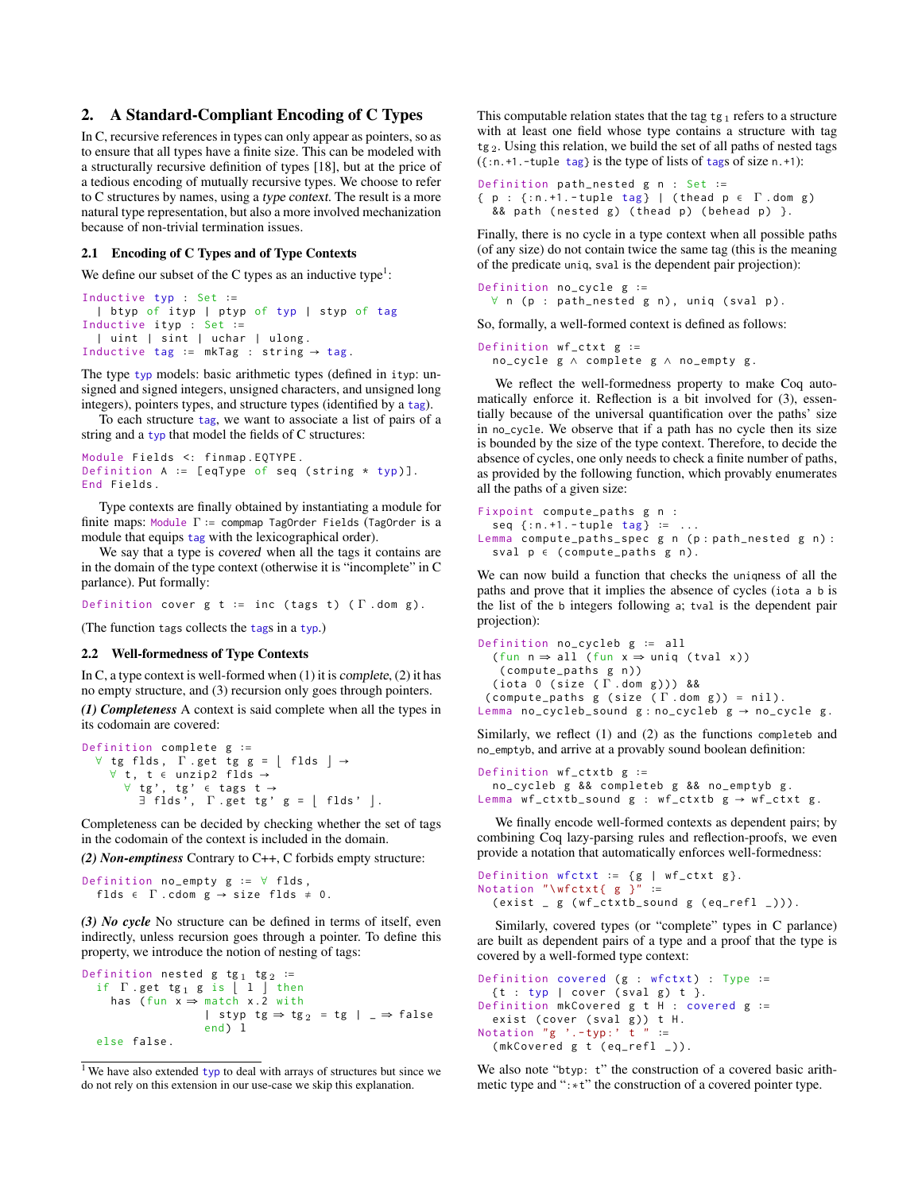## 2. A Standard-Compliant Encoding of C Types

In C, recursive references in types can only appear as pointers, so as to ensure that all types have a finite size. This can be modeled with a structurally recursive definition of types [18], but at the price of a tedious encoding of mutually recursive types. We choose to refer to C structures by names, using a *type context*. The result is a more natural type representation, but also a more involved mechanization because of non-trivial termination issues.

### 2.1 Encoding of C Types and of Type Contexts

We define our subset of the C types as an inductive type[1]:

```
Inductive typ : Set :=
  | btyp of ityp | ptyp of typ | styp of tag
Inductive ityp : Set :=
  | uint | sint | uchar | ulong.
Inductive tag := mkTag : string → tag.
```

The type `typ` models: basic arithmetic types (defined in `ityp`: unsigned and signed integers, unsigned characters, and unsigned long integers), pointers types, and structure types (identified by a `tag`).

To each structure `tag`, we want to associate a list of pairs of a string and a `typ` that model the fields of C structures:

```
Module Fields <: finmap.EQTYPE.
Definition A := [eqType of seq (string * typ)].
End Fields.
```

Type contexts are finally obtained by instantiating a module for finite maps: `Module Γ := compmap TagOrder Fields` (`TagOrder` is a module that equips `tag` with the lexicographical order).

We say that a type is *covered* when all the tags it contains are in the domain of the type context (otherwise it is "incomplete" in C parlance). Put formally:

```
Definition cover g t := inc (tags t) (Γ.dom g).
```

(The function `tags` collects the `tag`s in a `typ`.)

### 2.2 Well-formedness of Type Contexts

In C, a type context is well-formed when (1) it is *complete*, (2) it has no empty structure, and (3) recursion only goes through pointers.

***(1) Completeness*** A context is said complete when all the types in its codomain are covered:

```
Definition complete g :=
  ∀ tg flds, Γ.get tg g = ⌊ flds ⌋ →
    ∀ t, t ∈ unzip2 flds →
      ∀ tg', tg' ∈ tags t →
        ∃ flds', Γ.get tg' g = ⌊ flds' ⌋.
```

Completeness can be decided by checking whether the set of tags in the codomain of the context is included in the domain.

***(2) Non-emptiness*** Contrary to C++, C forbids empty structure:

```
Definition no_empty g := ∀ flds,
  flds ∈ Γ.cdom g → size flds ≠ 0.
```

***(3) No cycle*** No structure can be defined in terms of itself, even indirectly, unless recursion goes through a pointer. To define this property, we introduce the notion of nesting of tags:

```
Definition nested g tg1 tg2 :=
  if Γ.get tg1 g is ⌊ l ⌋ then
    has (fun x ⇒ match x.2 with
                 | styp tg ⇒ tg2 = tg | _ ⇒ false
                 end) l
  else false.
```

This computable relation states that the tag `tg1` refers to a structure with at least one field whose type contains a structure with tag `tg2`. Using this relation, we build the set of all paths of nested tags (`{:n.+1.-tuple tag}` is the type of lists of `tag`s of size `n.+1`):

```
Definition path_nested g n : Set :=
{ p : {:n.+1.-tuple tag} | (thead p ∈ Γ.dom g)
  && path (nested g) (thead p) (behead p) }.
```

Finally, there is no cycle in a type context when all possible paths (of any size) do not contain twice the same tag (this is the meaning of the predicate `uniq`, `sval` is the dependent pair projection):

```
Definition no_cycle g :=
  ∀ n (p : path_nested g n), uniq (sval p).
```

So, formally, a well-formed context is defined as follows:

```
Definition wf_ctxt g :=
  no_cycle g ∧ complete g ∧ no_empty g.
```

We reflect the well-formedness property to make Coq automatically enforce it. Reflection is a bit involved for (3), essentially because of the universal quantification over the paths' size in `no_cycle`. We observe that if a path has no cycle then its size is bounded by the size of the type context. Therefore, to decide the absence of cycles, one only needs to check a finite number of paths, as provided by the following function, which provably enumerates all the paths of a given size:

```
Fixpoint compute_paths g n :
  seq {:n.+1.-tuple tag} := ...
Lemma compute_paths_spec g n (p:path_nested g n):
  sval p ∈ (compute_paths g n).
```

We can now build a function that checks the `uniq`ness of all the paths and prove that it implies the absence of cycles (`iota a b` is the list of the `b` integers following `a`; `tval` is the dependent pair projection):

```
Definition no_cycleb g := all
  (fun n ⇒ all (fun x ⇒ uniq (tval x))
   (compute_paths g n))
  (iota 0 (size (Γ.dom g))) &&
 (compute_paths g (size (Γ.dom g)) = nil).
Lemma no_cycleb_sound g:no_cycleb g → no_cycle g.
```

Similarly, we reflect (1) and (2) as the functions `completeb` and `no_emptyb`, and arrive at a provably sound boolean definition:

```
Definition wf_ctxtb g :=
  no_cycleb g && completeb g && no_emptyb g.
Lemma wf_ctxtb_sound g : wf_ctxtb g → wf_ctxt g.
```

We finally encode well-formed contexts as dependent pairs; by combining Coq lazy-parsing rules and reflection-proofs, we even provide a notation that automatically enforces well-formedness:

```
Definition wfctxt := {g | wf_ctxt g}.
Notation "\wfctxt{ g }" :=
  (exist _ g (wf_ctxtb_sound g (eq_refl _))).
```

Similarly, covered types (or "complete" types in C parlance) are built as dependent pairs of a type and a proof that the type is covered by a well-formed type context:

```
Definition covered (g : wfctxt) : Type :=
  {t : typ | cover (sval g) t }.
Definition mkCovered g t H : covered g :=
  exist (cover (sval g)) t H.
Notation "g '.-typ:' t " :=
  (mkCovered g t (eq_refl _)).
```

We also note "`btyp: t`" the construction of a covered basic arithmetic type and "`:*t`" the construction of a covered pointer type.

[1] We have also extended `typ` to deal with arrays of structures but since we do not rely on this extension in our use-case we skip this explanation.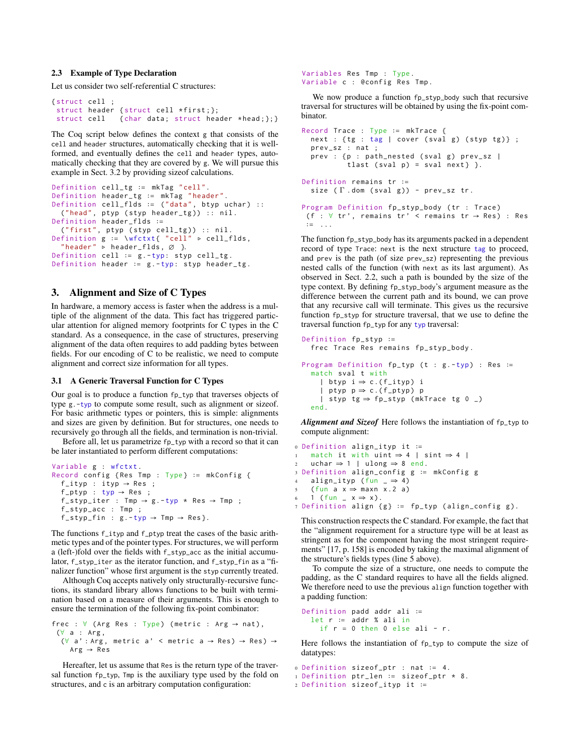### 2.3 Example of Type Declaration

Let us consider two self-referential C structures:

```
{struct cell ;
 struct header {struct cell *first;};
 struct cell   {char data; struct header *head;};}
```

The Coq script below defines the context `g` that consists of the `cell` and `header` structures, automatically checking that it is well-formed, and eventually defines the `cell` and `header` types, automatically checking that they are covered by `g`. We will pursue this example in Sect. 3.2 by providing sizeof calculations.

```
Definition cell_tg := mkTag "cell".
Definition header_tg := mkTag "header".
Definition cell_flds := ("data", btyp uchar) ::
  ("head", ptyp (styp header_tg)) :: nil.
Definition header_flds :=
  ("first", ptyp (styp cell_tg)) :: nil.
Definition g := \wfctxt{ "cell" ▹ cell_flds,
  "header" ▹ header_flds, ∅ }.
Definition cell := g.-typ: styp cell_tg.
Definition header := g.-typ: styp header_tg.
```

## 3. Alignment and Size of C Types

In hardware, a memory access is faster when the address is a multiple of the alignment of the data. This fact has triggered particular attention for aligned memory footprints for C types in the C standard. As a consequence, in the case of structures, preserving alignment of the data often requires to add padding bytes between fields. For our encoding of C to be realistic, we need to compute alignment and correct size information for all types.

### 3.1 A Generic Traversal Function for C Types

Our goal is to produce a function `fp_typ` that traverses objects of type `g.-typ` to compute some result, such as alignment or sizeof. For basic arithmetic types or pointers, this is simple: alignments and sizes are given by definition. But for structures, one needs to recursively go through all the fields, and termination is non-trivial.

Before all, let us parametrize `fp_typ` with a record so that it can be later instantiated to perform different computations:

```
Variable g : wfctxt.
Record config {Res Tmp : Type} := mkConfig {
  f_ityp : ityp → Res ;
  f_ptyp : typ → Res ;
  f_styp_iter : Tmp → g.-typ * Res → Tmp ;
  f_styp_acc : Tmp ;
  f_styp_fin : g.-typ → Tmp → Res}.
```

The functions `f_ityp` and `f_ptyp` treat the cases of the basic arithmetic types and of the pointer types. For structures, we will perform a (left-)fold over the fields with `f_styp_acc` as the initial accumulator, `f_styp_iter` as the iterator function, and `f_styp_fin` as a "finalizer function" whose first argument is the `styp` currently treated.

Although Coq accepts natively only structurally-recursive functions, its standard library allows functions to be built with termination based on a measure of their arguments. This is enough to ensure the termination of the following fix-point combinator:

```
frec : ∀ (Arg Res : Type) (metric : Arg → nat),
 (∀ a : Arg,
  (∀ a' : Arg, metric a' < metric a → Res) → Res) →
    Arg → Res
```

Hereafter, let us assume that `Res` is the return type of the traversal function `fp_typ`, `Tmp` is the auxiliary type used by the fold on structures, and `c` is an arbitrary computation configuration:

```
Variables Res Tmp : Type.
Variable c : @config Res Tmp.
```

We now produce a function `fp_styp_body` such that recursive traversal for structures will be obtained by using the fix-point combinator.

```
Record Trace : Type := mkTrace {
  next : {tg : tag | cover (sval g) (styp tg)} ;
  prev_sz : nat ;
  prev : {p : path_nested (sval g) prev_sz |
          tlast (sval p) = sval next} }.

Definition remains tr :=
  size (Γ.dom (sval g)) - prev_sz tr.

Program Definition fp_styp_body (tr : Trace)
 (f : ∀ tr', remains tr' < remains tr → Res) : Res
 := ...
```

The function `fp_styp_body` has its arguments packed in a dependent record of type `Trace`: `next` is the next structure `tag` to proceed, and `prev` is the path (of size `prev_sz`) representing the previous nested calls of the function (with `next` as its last argument). As observed in Sect. 2.2, such a path is bounded by the size of the type context. By defining `fp_styp_body`'s argument measure as the difference between the current path and its bound, we can prove that any recursive call will terminate. This gives us the recursive function `fp_styp` for structure traversal, that we use to define the traversal function `fp_typ` for any `typ` traversal:

```
Definition fp_styp :=
  frec Trace Res remains fp_styp_body.

Program Definition fp_typ (t : g.-typ) : Res :=
  match sval t with
    | btyp i ⇒ c.(f_ityp) i
    | ptyp p ⇒ c.(f_ptyp) p
    | styp tg ⇒ fp_styp (mkTrace tg 0 _)
  end.
```

***Alignment and Sizeof*** Here follows the instantiation of `fp_typ` to compute alignment:

```
0 Definition align_ityp it :=
1   match it with uint ⇒ 4 | sint ⇒ 4 |
2   uchar ⇒ 1 | ulong ⇒ 8 end.
3 Definition align_config g := mkConfig g
4   align_ityp (fun _ ⇒ 4)
5   (fun a x ⇒ maxn x.2 a)
6   1 (fun _ x ⇒ x).
7 Definition align {g} := fp_typ (align_config g).
```

This construction respects the C standard. For example, the fact that the "alignment requirement for a structure type will be at least as stringent as for the component having the most stringent requirements" [17, p. 158] is encoded by taking the maximal alignment of the structure's fields types (line 5 above).

To compute the size of a structure, one needs to compute the padding, as the C standard requires to have all the fields aligned. We therefore need to use the previous `align` function together with a padding function:

```
Definition padd addr ali :=
  let r := addr % ali in
    if r = 0 then 0 else ali - r.
```

Here follows the instantiation of `fp_typ` to compute the size of datatypes:

```
0 Definition sizeof_ptr : nat := 4.
1 Definition ptr_len := sizeof_ptr * 8.
2 Definition sizeof_ityp it :=
```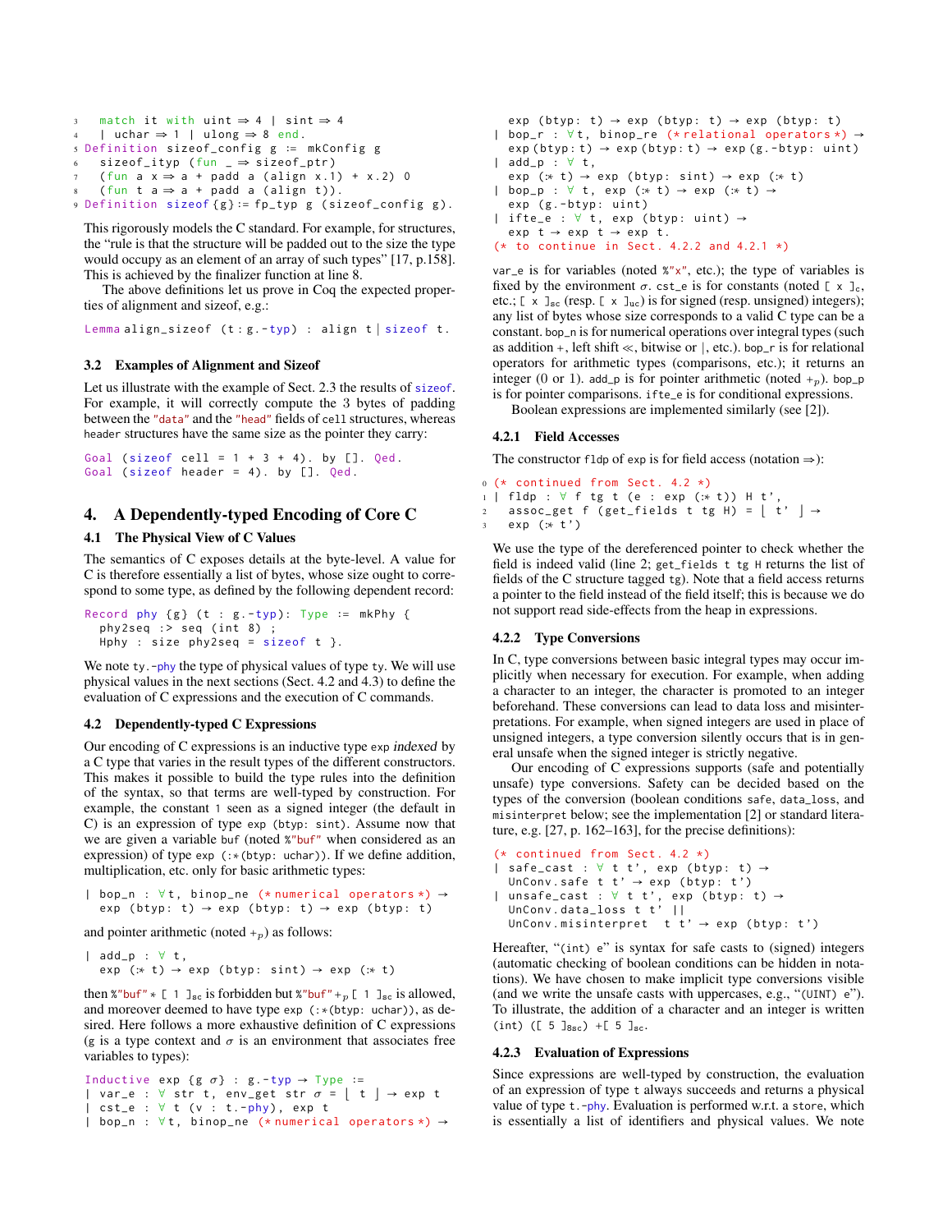```
3   match it with uint ⇒ 4 | sint ⇒ 4
4   | uchar ⇒ 1 | ulong ⇒ 8 end.
5 Definition sizeof_config g := mkConfig g
6   sizeof_ityp (fun _ ⇒ sizeof_ptr)
7   (fun a x ⇒ a + padd a (align x.1) + x.2) 0
8   (fun t a ⇒ a + padd a (align t)).
9 Definition sizeof{g}:= fp_typ g (sizeof_config g).
```

This rigorously models the C standard. For example, for structures, the "rule is that the structure will be padded out to the size the type would occupy as an element of an array of such types" [17, p.158]. This is achieved by the finalizer function at line 8.

The above definitions let us prove in Coq the expected properties of alignment and sizeof, e.g.:

```
Lemma align_sizeof (t:g.-typ) : align t | sizeof t.
```

### 3.2 Examples of Alignment and Sizeof

Let us illustrate with the example of Sect. 2.3 the results of `sizeof`. For example, it will correctly compute the 3 bytes of padding between the `"data"` and the `"head"` fields of `cell` structures, whereas `header` structures have the same size as the pointer they carry:

```
Goal (sizeof cell = 1 + 3 + 4). by []. Qed.
Goal (sizeof header = 4). by []. Qed.
```

## 4. A Dependently-typed Encoding of Core C

### 4.1 The Physical View of C Values

The semantics of C exposes details at the byte-level. A value for C is therefore essentially a list of bytes, whose size ought to correspond to some type, as defined by the following dependent record:

```
Record phy {g} (t : g.-typ): Type := mkPhy {
  phy2seq :> seq (int 8) ;
  Hphy : size phy2seq = sizeof t }.
```

We note `ty.-phy` the type of physical values of type `ty`. We will use physical values in the next sections (Sect. 4.2 and 4.3) to define the evaluation of C expressions and the execution of C commands.

### 4.2 Dependently-typed C Expressions

Our encoding of C expressions is an inductive type `exp` *indexed* by a C type that varies in the result types of the different constructors. This makes it possible to build the type rules into the definition of the syntax, so that terms are well-typed by construction. For example, the constant `1` seen as a signed integer (the default in C) is an expression of type `exp (btyp: sint)`. Assume now that we are given a variable `buf` (noted `%"buf"` when considered as an expression) of type `exp (:*(btyp: uchar))`. If we define addition, multiplication, etc. only for basic arithmetic types:

```
| bop_n : ∀t, binop_ne (*numerical operators*) →
  exp (btyp: t) → exp (btyp: t) → exp (btyp: t)
```

and pointer arithmetic (noted $+_p$) as follows:

```
| add_p : ∀ t,
  exp (:* t) → exp (btyp: sint) → exp (:* t)
```

then `%"buf" * [ 1 ]`$_{sc}$ is forbidden but `%"buf"` $+_p$ `[ 1 ]`$_{sc}$ is allowed, and moreover deemed to have type `exp (:*(btyp: uchar))`, as desired. Here follows a more exhaustive definition of C expressions (g is a type context and σ is an environment that associates free variables to types):

```
Inductive exp {g σ} : g.-typ → Type :=
| var_e : ∀ str t, env_get str σ = ⌊ t ⌋ → exp t
| cst_e : ∀ t (v : t.-phy), exp t
| bop_n : ∀t, binop_ne (*numerical operators*) →
  exp (btyp: t) → exp (btyp: t) → exp (btyp: t)
| bop_r : ∀t, binop_re (*relational operators*) →
  exp(btyp:t) → exp(btyp:t) → exp(g.-btyp: uint)
| add_p : ∀ t,
  exp (:* t) → exp (btyp: sint) → exp (:* t)
| bop_p : ∀ t, exp (:* t) → exp (:* t) →
  exp (g.-btyp: uint)
| ifte_e : ∀ t, exp (btyp: uint) →
  exp t → exp t → exp t.
(* to continue in Sect. 4.2.2 and 4.2.1 *)
```

`var_e` is for variables (noted `%"x"`, etc.); the type of variables is fixed by the environment σ. `cst_e` is for constants (noted `[ x ]`$_c$, etc.; `[ x ]`$_{sc}$ (resp. `[ x ]`$_{uc}$) is for signed (resp. unsigned) integers); any list of bytes whose size corresponds to a valid C type can be a constant. `bop_n` is for numerical operations over integral types (such as addition +, left shift ≪, bitwise or |, etc.). `bop_r` is for relational operators for arithmetic types (comparisons, etc.); it returns an integer (0 or 1). `add_p` is for pointer arithmetic (noted $+_p$). `bop_p` is for pointer comparisons. `ifte_e` is for conditional expressions.

Boolean expressions are implemented similarly (see [2]).

#### 4.2.1 Field Accesses

The constructor `fldp` of `exp` is for field access (notation ⇒):

```
0 (* continued from Sect. 4.2 *)
1 | fldp : ∀ f tg t (e : exp (:* t)) H t',
2   assoc_get f (get_fields t tg H) = ⌊ t' ⌋ →
3   exp (:* t')
```

We use the type of the dereferenced pointer to check whether the field is indeed valid (line 2; `get_fields t tg H` returns the list of fields of the C structure tagged `tg`). Note that a field access returns a pointer to the field instead of the field itself; this is because we do not support read side-effects from the heap in expressions.

#### 4.2.2 Type Conversions

In C, type conversions between basic integral types may occur implicitly when necessary for execution. For example, when adding a character to an integer, the character is promoted to an integer beforehand. These conversions can lead to data loss and misinterpretations. For example, when signed integers are used in place of unsigned integers, a type conversion silently occurs that is in general unsafe when the signed integer is strictly negative.

Our encoding of C expressions supports (safe and potentially unsafe) type conversions. Safety can be decided based on the types of the conversion (boolean conditions `safe`, `data_loss`, and `misinterpret` below; see the implementation [2] or standard literature, e.g. [27, p. 162–163], for the precise definitions):

```
(* continued from Sect. 4.2 *)
| safe_cast : ∀ t t', exp (btyp: t) →
  UnConv.safe t t' → exp (btyp: t')
| unsafe_cast : ∀ t t', exp (btyp: t) →
  UnConv.data_loss t t' ||
  UnConv.misinterpret t t' → exp (btyp: t')
```

Hereafter, "`(int) e`" is syntax for safe casts to (signed) integers (automatic checking of boolean conditions can be hidden in notations). We have chosen to make implicit type conversions visible (and we write the unsafe casts with uppercases, e.g., "`(UINT) e`"). To illustrate, the addition of a character and an integer is written `(int) ([ 5 ]`$_{8sc}$`) +[ 5 ]`$_{sc}$.

#### 4.2.3 Evaluation of Expressions

Since expressions are well-typed by construction, the evaluation of an expression of type `t` always succeeds and returns a physical value of type `t.-phy`. Evaluation is performed w.r.t. a `store`, which is essentially a list of identifiers and physical values. We note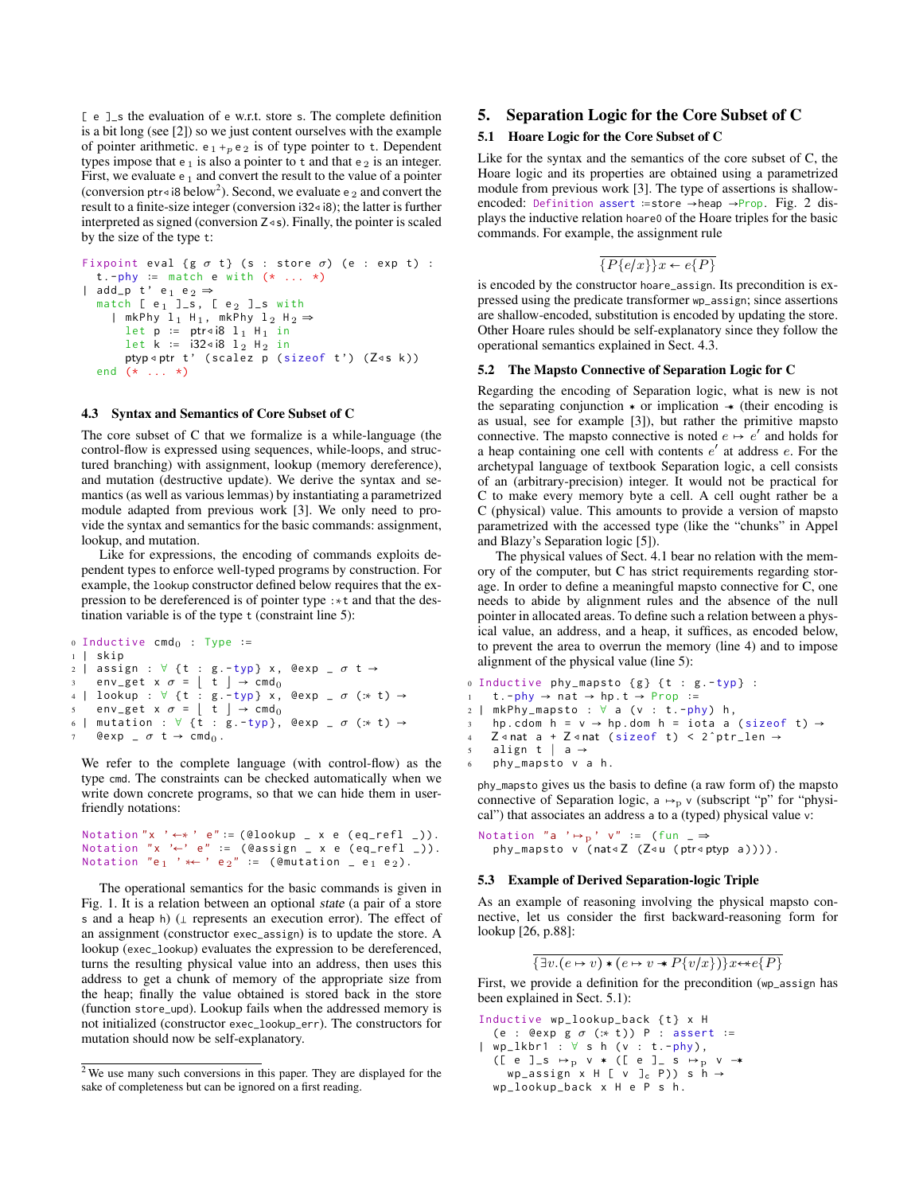[ e ]_s the evaluation of e w.r.t. store s. The complete definition is a bit long (see [2]) so we just content ourselves with the example of pointer arithmetic. $e_1 +_p e_2$ is of type pointer to t. Dependent types impose that $e_1$ is also a pointer to t and that $e_2$ is an integer. First, we evaluate $e_1$ and convert the result to the value of a pointer (conversion ptr◁i8 below[2]). Second, we evaluate $e_2$ and convert the result to a finite-size integer (conversion i32◁i8); the latter is further interpreted as signed (conversion Z◁s). Finally, the pointer is scaled by the size of the type t:

```
Fixpoint eval {g σ t} (s : store σ) (e : exp t) :
  t.-phy := match e with (* ... *)
| add_p t' e1 e2 ⇒
  match [ e1 ]_s, [ e2 ]_s with
    | mkPhy l1 H1, mkPhy l2 H2 ⇒
      let p := ptr◁i8 l1 H1 in
      let k := i32◁i8 l2 H2 in
      ptyp◁ptr t' (scalez p (sizeof t') (Z◁s k))
  end (* ... *)
```

### 4.3 Syntax and Semantics of Core Subset of C

The core subset of C that we formalize is a while-language (the control-flow is expressed using sequences, while-loops, and structured branching) with assignment, lookup (memory dereference), and mutation (destructive update). We derive the syntax and semantics (as well as various lemmas) by instantiating a parametrized module adapted from previous work [3]. We only need to provide the syntax and semantics for the basic commands: assignment, lookup, and mutation.

Like for expressions, the encoding of commands exploits dependent types to enforce well-typed programs by construction. For example, the lookup constructor defined below requires that the expression to be dereferenced is of pointer type :*t and that the destination variable is of the type t (constraint line 5):

```
0 Inductive cmd0 : Type :=
1 | skip
2 | assign : ∀ {t : g.-typ} x, @exp _ σ t →
3   env_get x σ = ⌊ t ⌋ → cmd0
4 | lookup : ∀ {t : g.-typ} x, @exp _ σ (:* t) →
5   env_get x σ = ⌊ t ⌋ → cmd0
6 | mutation : ∀ {t : g.-typ}, @exp _ σ (:* t) →
7   @exp _ σ t → cmd0.
```

We refer to the complete language (with control-flow) as the type cmd. The constraints can be checked automatically when we write down concrete programs, so that we can hide them in user-friendly notations:

```
Notation "x '←*' e" := (@lookup _ x e (eq_refl _)).
Notation "x '←' e" := (@assign _ x e (eq_refl _)).
Notation "e1 '*←' e2" := (@mutation _ e1 e2).
```

The operational semantics for the basic commands is given in Fig. 1. It is a relation between an optional *state* (a pair of a store s and a heap h) (⊥ represents an execution error). The effect of an assignment (constructor exec_assign) is to update the store. A lookup (exec_lookup) evaluates the expression to be dereferenced, turns the resulting physical value into an address, then uses this address to get a chunk of memory of the appropriate size from the heap; finally the value obtained is stored back in the store (function store_upd). Lookup fails when the addressed memory is not initialized (constructor exec_lookup_err). The constructors for mutation should now be self-explanatory.

[2] We use many such conversions in this paper. They are displayed for the sake of completeness but can be ignored on a first reading.

## 5. Separation Logic for the Core Subset of C

### 5.1 Hoare Logic for the Core Subset of C

Like for the syntax and the semantics of the core subset of C, the Hoare logic and its properties are obtained using a parametrized module from previous work [3]. The type of assertions is shallow-encoded: Definition assert := store → heap → Prop. Fig. 2 displays the inductive relation hoare0 of the Hoare triples for the basic commands. For example, the assignment rule

$$\overline{\{P\{e/x\}\}x \leftarrow e\{P\}}$$

is encoded by the constructor hoare_assign. Its precondition is expressed using the predicate transformer wp_assign; since assertions are shallow-encoded, substitution is encoded by updating the store. Other Hoare rules should be self-explanatory since they follow the operational semantics explained in Sect. 4.3.

### 5.2 The Mapsto Connective of Separation Logic for C

Regarding the encoding of Separation logic, what is new is not the separating conjunction $\star$ or implication $-\!\!\star$ (their encoding is as usual, see for example [3]), but rather the primitive mapsto connective. The mapsto connective is noted $e \mapsto e'$ and holds for a heap containing one cell with contents $e'$ at address $e$. For the archetypal language of textbook Separation logic, a cell consists of an (arbitrary-precision) integer. It would not be practical for C to make every memory byte a cell. A cell ought rather be a C (physical) value. This amounts to provide a version of mapsto parametrized with the accessed type (like the "chunks" in Appel and Blazy's Separation logic [5]).

The physical values of Sect. 4.1 bear no relation with the memory of the computer, but C has strict requirements regarding storage. In order to define a meaningful mapsto connective for C, one needs to abide by alignment rules and the absence of the null pointer in allocated areas. To define such a relation between a physical value, an address, and a heap, it suffices, as encoded below, to prevent the area to overrun the memory (line 4) and to impose alignment of the physical value (line 5):

```
0 Inductive phy_mapsto {g} {t : g.-typ} :
1   t.-phy → nat → hp.t → Prop :=
2 | mkPhy_mapsto : ∀ a (v : t.-phy) h,
3   hp.cdom h = v → hp.dom h = iota a (sizeof t) →
4   Z◁nat a + Z◁nat (sizeof t) < 2^ptr_len →
5   align t | a →
6   phy_mapsto v a h.
```

phy_mapsto gives us the basis to define (a raw form of) the mapsto connective of Separation logic, a $\mapsto_p$ v (subscript "p" for "physical") that associates an address a to a (typed) physical value v:

```
Notation "a '↦p' v" := (fun _ ⇒
  phy_mapsto v (nat◁Z (Z◁u (ptr◁ptyp a)))).
```

### 5.3 Example of Derived Separation-logic Triple

As an example of reasoning involving the physical mapsto connective, let us consider the first backward-reasoning form for lookup [26, p.88]:

$$\overline{\{\exists v.(e \mapsto v) \star (e \mapsto v -\!\!\star P\{v/x\})\}x \leftarrow\!\!* e\{P\}}$$

First, we provide a definition for the precondition (wp_assign has been explained in Sect. 5.1):

```
Inductive wp_lookup_back {t} x H
  (e : @exp g σ (:* t)) P : assert :=
| wp_lkbr1 : ∀ s h (v : t.-phy),
  ([ e ]_s ↦p v ⋆ ([ e ]_ s ↦p v -⋆
    wp_assign x H [ v ]c P)) s h →
  wp_lookup_back x H e P s h.
```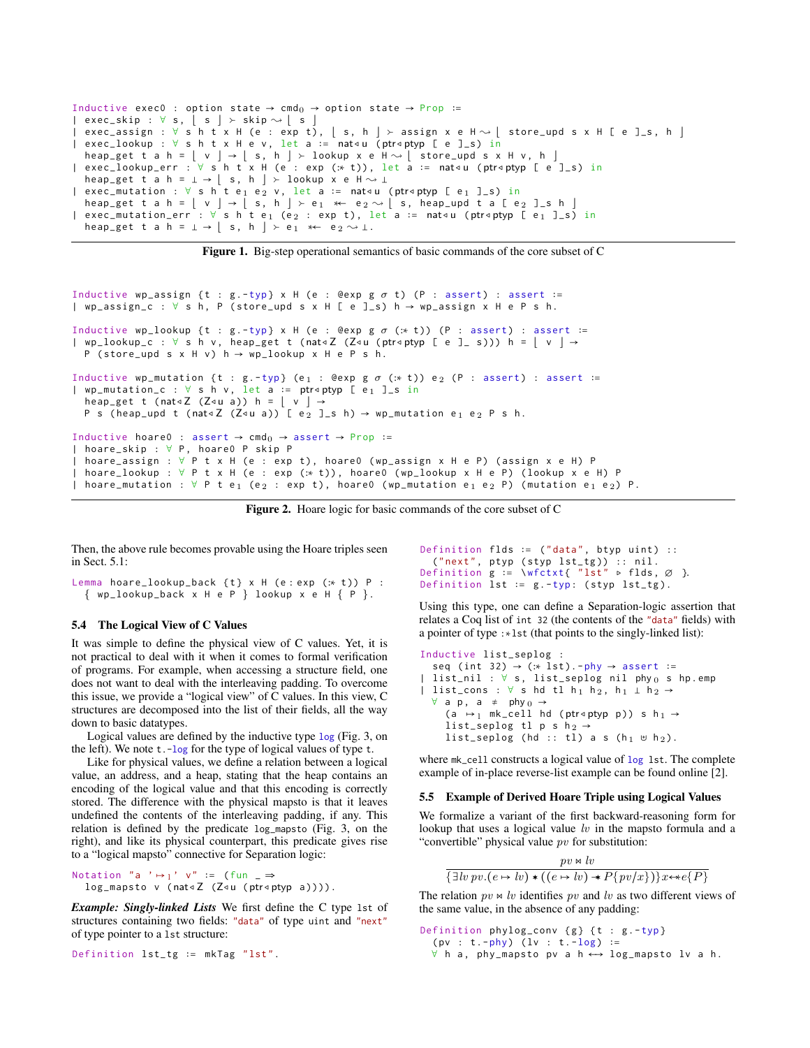```
Inductive exec0 : option state → cmd0 → option state → Prop :=
| exec_skip : ∀ s, ⌊ s ⌋ ≻ skip ⇝ ⌊ s ⌋
| exec_assign : ∀ s h t x H (e : exp t), ⌊ s, h ⌋ ≻ assign x e H ⇝ ⌊ store_upd s x H [ e ]_s, h ⌋
| exec_lookup : ∀ s h t x H e v, let a := nat◃u (ptr◃ptyp [ e ]_s) in
  heap_get t a h = ⌊ v ⌋ → ⌊ s, h ⌋ ≻ lookup x e H ⇝ ⌊ store_upd s x H v, h ⌋
| exec_lookup_err : ∀ s h t x H (e : exp (:* t)), let a := nat◃u (ptr◃ptyp [ e ]_s) in
  heap_get t a h = ⊥ → ⌊ s, h ⌋ ≻ lookup x e H ⇝ ⊥
| exec_mutation : ∀ s h t e1 e2 v, let a := nat◃u (ptr◃ptyp [ e1 ]_s) in
  heap_get t a h = ⌊ v ⌋ → ⌊ s, h ⌋ ≻ e1 *← e2 ⇝ ⌊ s, heap_upd t a [ e2 ]_s h ⌋
| exec_mutation_err : ∀ s h t e1 (e2 : exp t), let a := nat◃u (ptr◃ptyp [ e1 ]_s) in
  heap_get t a h = ⊥ → ⌊ s, h ⌋ ≻ e1 *← e2 ⇝ ⊥.
```

**Figure 1.** Big-step operational semantics of basic commands of the core subset of C

```
Inductive wp_assign {t : g.-typ} x H (e : @exp g σ t) (P : assert) : assert :=
| wp_assign_c : ∀ s h, P (store_upd s x H [ e ]_s) h → wp_assign x H e P s h.

Inductive wp_lookup {t : g.-typ} x H (e : @exp g σ (:* t)) (P : assert) : assert :=
| wp_lookup_c : ∀ s h v, heap_get t (nat◃Z (Z◃u (ptr◃ptyp [ e ]_ s))) h = ⌊ v ⌋ →
  P (store_upd s x H v) h → wp_lookup x H e P s h.

Inductive wp_mutation {t : g.-typ} (e1 : @exp g σ (:* t)) e2 (P : assert) : assert :=
| wp_mutation_c : ∀ s h v, let a := ptr◃ptyp [ e1 ]_s in
  heap_get t (nat◃Z (Z◃u a)) h = ⌊ v ⌋ →
  P s (heap_upd t (nat◃Z (Z◃u a)) [ e2 ]_s h) → wp_mutation e1 e2 P s h.

Inductive hoare0 : assert → cmd0 → assert → Prop :=
| hoare_skip : ∀ P, hoare0 P skip P
| hoare_assign : ∀ P t x H (e : exp t), hoare0 (wp_assign x H e P) (assign x e H) P
| hoare_lookup : ∀ P t x H (e : exp (:* t)), hoare0 (wp_lookup x H e P) (lookup x e H) P
| hoare_mutation : ∀ P t e1 (e2 : exp t), hoare0 (wp_mutation e1 e2 P) (mutation e1 e2) P.
```

**Figure 2.** Hoare logic for basic commands of the core subset of C

Then, the above rule becomes provable using the Hoare triples seen in Sect. 5.1:

```
Lemma hoare_lookup_back {t} x H (e:exp (:* t)) P :
  { wp_lookup_back x H e P } lookup x e H { P }.
```

### 5.4 The Logical View of C Values

It was simple to define the physical view of C values. Yet, it is not practical to deal with it when it comes to formal verification of programs. For example, when accessing a structure field, one does not want to deal with the interleaving padding. To overcome this issue, we provide a "logical view" of C values. In this view, C structures are decomposed into the list of their fields, all the way down to basic datatypes.

Logical values are defined by the inductive type `log` (Fig. 3, on the left). We note `t.-log` for the type of logical values of type `t`.

Like for physical values, we define a relation between a logical value, an address, and a heap, stating that the heap contains an encoding of the logical value and that this encoding is correctly stored. The difference with the physical mapsto is that it leaves undefined the contents of the interleaving padding, if any. This relation is defined by the predicate `log_mapsto` (Fig. 3, on the right), and like its physical counterpart, this predicate gives rise to a "logical mapsto" connective for Separation logic:

```
Notation "a '↦l' v" := (fun _ ⇒
  log_mapsto v (nat◃Z (Z◃u (ptr◃ptyp a)))).
```

***Example: Singly-linked Lists*** We first define the C type `lst` of structures containing two fields: `"data"` of type `uint` and `"next"` of type pointer to a `lst` structure:

```
Definition lst_tg := mkTag "lst".
Definition flds := ("data", btyp uint) ::
  ("next", ptyp (styp lst_tg)) :: nil.
Definition g := \wfctxt{ "lst" ⊳ flds, ∅ }.
Definition lst := g.-typ: (styp lst_tg).
```

Using this type, one can define a Separation-logic assertion that relates a Coq list of `int 32` (the contents of the `"data"` fields) with a pointer of type `:*lst` (that points to the singly-linked list):

```
Inductive list_seplog :
  seq (int 32) → (:* lst).-phy → assert :=
| list_nil : ∀ s, list_seplog nil phy0 s hp.emp
| list_cons : ∀ s hd tl h1 h2, h1 ⊥ h2 →
  ∀ a p, a ≠ phy0 →
    (a ↦l mk_cell hd (ptr◃ptyp p)) s h1 →
    list_seplog tl p s h2 →
    list_seplog (hd :: tl) a s (h1 ⊎ h2).
```

where `mk_cell` constructs a logical value of `log lst`. The complete example of in-place reverse-list example can be found online [2].

### 5.5 Example of Derived Hoare Triple using Logical Values

We formalize a variant of the first backward-reasoning form for lookup that uses a logical value $lv$ in the mapsto formula and a "convertible" physical value $pv$ for substitution:

$$\frac{pv \bowtie lv}{\{\exists lv\, pv.(e \mapsto lv) \ast ((e \mapsto lv) \mathrel{-\!\!\ast} P\{pv/x\})\} x{\leftarrow}{\ast}e\{P\}}$$

The relation $pv \bowtie lv$ identifies $pv$ and $lv$ as two different views of the same value, in the absence of any padding:

```
Definition phylog_conv {g} {t : g.-typ}
  (pv : t.-phy) (lv : t.-log) :=
  ∀ h a, phy_mapsto pv a h ←→ log_mapsto lv a h.
```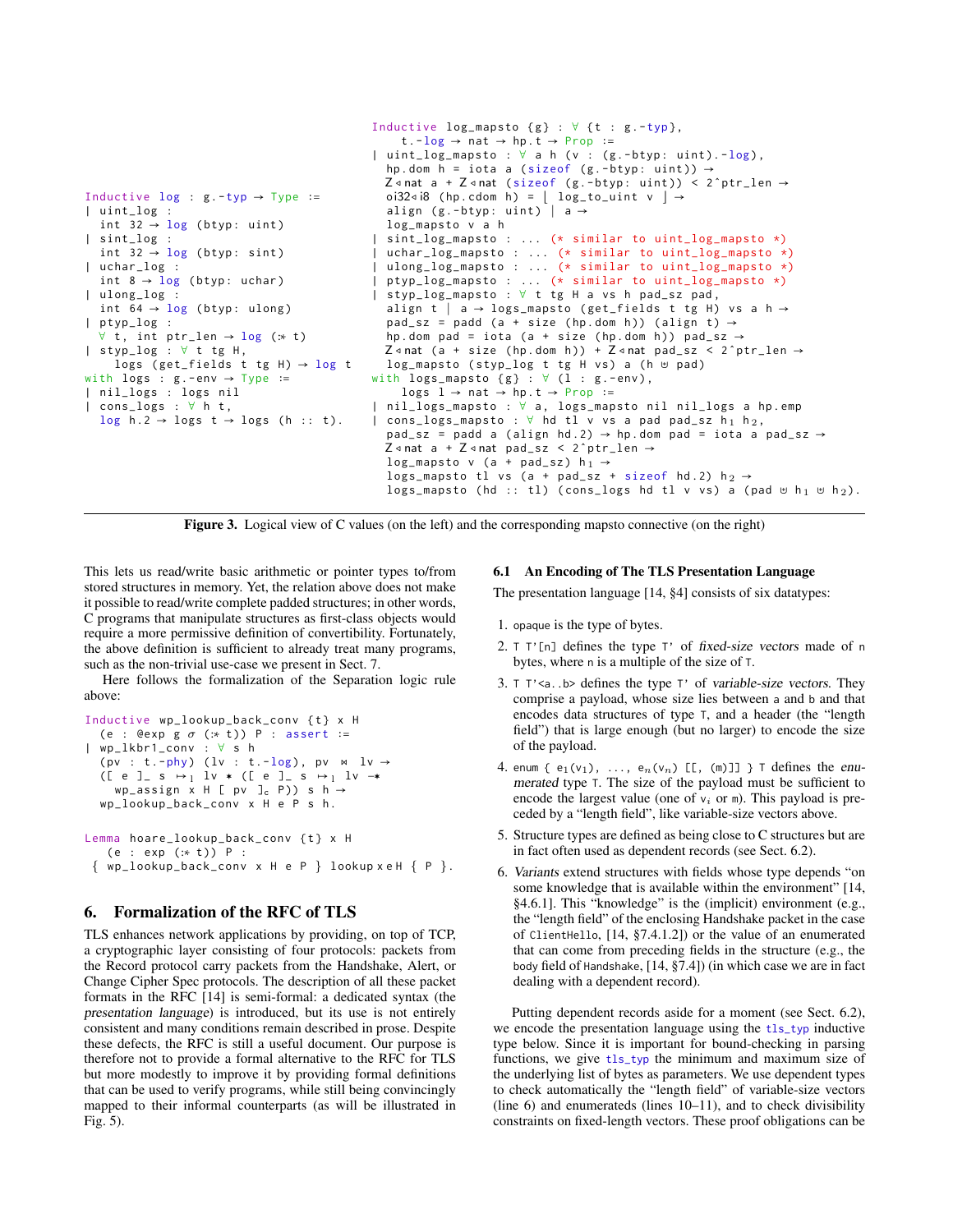```
Inductive log : g.-typ → Type :=
| uint_log :
  int 32 → log (btyp: uint)
| sint_log :
  int 32 → log (btyp: sint)
| uchar_log :
  int 8 → log (btyp: uchar)
| ulong_log :
  int 64 → log (btyp: ulong)
| ptyp_log :
  ∀ t, int ptr_len → log (:* t)
| styp_log : ∀ t tg H,
    logs (get_fields t tg H) → log t
with logs : g.-env → Type :=
| nil_logs : logs nil
| cons_logs : ∀ h t,
  log h.2 → logs t → logs (h :: t).
```

```
Inductive log_mapsto {g} : ∀ {t : g.-typ},
    t.-log → nat → hp.t → Prop :=
| uint_log_mapsto : ∀ a h (v : (g.-btyp: uint).-log),
  hp.dom h = iota a (sizeof (g.-btyp: uint)) →
  Z<|nat a + Z<|nat (sizeof (g.-btyp: uint)) < 2^ptr_len →
  oi32<|i8 (hp.cdom h) = ⌊ log_to_uint v ⌋ →
  align (g.-btyp: uint) | a →
  log_mapsto v a h
| sint_log_mapsto : ... (* similar to uint_log_mapsto *)
| uchar_log_mapsto : ... (* similar to uint_log_mapsto *)
| ulong_log_mapsto : ... (* similar to uint_log_mapsto *)
| ptyp_log_mapsto : ... (* similar to uint_log_mapsto *)
| styp_log_mapsto : ∀ t tg H a vs h pad_sz pad,
  align t | a → logs_mapsto (get_fields t tg H) vs a h →
  pad_sz = padd (a + size (hp.dom h)) (align t) →
  hp.dom pad = iota (a + size (hp.dom h)) pad_sz →
  Z<|nat (a + size (hp.dom h)) + Z<|nat pad_sz < 2^ptr_len →
  log_mapsto (styp_log t tg H vs) a (h ⊎ pad)
with logs_mapsto {g} : ∀ (l : g.-env),
    logs l → nat → hp.t → Prop :=
| nil_logs_mapsto : ∀ a, logs_mapsto nil nil_logs a hp.emp
| cons_logs_mapsto : ∀ hd tl v vs a pad pad_sz h1 h2,
  pad_sz = padd a (align hd.2) → hp.dom pad = iota a pad_sz →
  Z<|nat a + Z<|nat pad_sz < 2^ptr_len →
  log_mapsto v (a + pad_sz) h1 →
  logs_mapsto tl vs (a + pad_sz + sizeof hd.2) h2 →
  logs_mapsto (hd :: tl) (cons_logs hd tl v vs) a (pad ⊎ h1 ⊎ h2).
```

**Figure 3.** Logical view of C values (on the left) and the corresponding mapsto connective (on the right)

This lets us read/write basic arithmetic or pointer types to/from stored structures in memory. Yet, the relation above does not make it possible to read/write complete padded structures; in other words, C programs that manipulate structures as first-class objects would require a more permissive definition of convertibility. Fortunately, the above definition is sufficient to already treat many programs, such as the non-trivial use-case we present in Sect. 7.

Here follows the formalization of the Separation logic rule above:

```
Inductive wp_lookup_back_conv {t} x H
  (e : @exp g σ (:* t)) P : assert :=
| wp_lkbr1_conv : ∀ s h
  (pv : t.-phy) (lv : t.-log), pv ⋈ lv →
  ([ e ]_ s ↦1 lv * ([ e ]_ s ↦1 lv -*
    wp_assign x H [ pv ]c P)) s h →
  wp_lookup_back_conv x H e P s h.

Lemma hoare_lookup_back_conv {t} x H
    (e : exp (:* t)) P :
 { wp_lookup_back_conv x H e P } lookup x e H { P }.
```

## 6. Formalization of the RFC of TLS

TLS enhances network applications by providing, on top of TCP, a cryptographic layer consisting of four protocols: packets from the Record protocol carry packets from the Handshake, Alert, or Change Cipher Spec protocols. The description of all these packet formats in the RFC [14] is semi-formal: a dedicated syntax (the *presentation language*) is introduced, but its use is not entirely consistent and many conditions remain described in prose. Despite these defects, the RFC is still a useful document. Our purpose is therefore not to provide a formal alternative to the RFC for TLS but more modestly to improve it by providing formal definitions that can be used to verify programs, while still being convincingly mapped to their informal counterparts (as will be illustrated in Fig. 5).

### 6.1 An Encoding of The TLS Presentation Language

The presentation language [14, §4] consists of six datatypes:

1. `opaque` is the type of bytes.
2. `T T'[n]` defines the type `T'` of *fixed-size vectors* made of `n` bytes, where `n` is a multiple of the size of `T`.
3. `T T'<a..b>` defines the type `T'` of *variable-size vectors*. They comprise a payload, whose size lies between `a` and `b` and that encodes data structures of type `T`, and a header (the "length field") that is large enough (but no larger) to encode the size of the payload.
4. `enum { e`$_1$`(v`$_1$`), ..., e`$_n$`(v`$_n$`) [[, (m)]] } T` defines the *enumerated* type `T`. The size of the payload must be sufficient to encode the largest value (one of $v_i$ or `m`). This payload is preceded by a "length field", like variable-size vectors above.
5. Structure types are defined as being close to C structures but are in fact often used as dependent records (see Sect. 6.2).
6. *Variants* extend structures with fields whose type depends "on some knowledge that is available within the environment" [14, §4.6.1]. This "knowledge" is the (implicit) environment (e.g., the "length field" of the enclosing Handshake packet in the case of `ClientHello`, [14, §7.4.1.2]) or the value of an enumerated that can come from preceding fields in the structure (e.g., the `body` field of `Handshake`, [14, §7.4]) (in which case we are in fact dealing with a dependent record).

Putting dependent records aside for a moment (see Sect. 6.2), we encode the presentation language using the `tls_typ` inductive type below. Since it is important for bound-checking in parsing functions, we give `tls_typ` the minimum and maximum size of the underlying list of bytes as parameters. We use dependent types to check automatically the "length field" of variable-size vectors (line 6) and enumerateds (lines 10–11), and to check divisibility constraints on fixed-length vectors. These proof obligations can be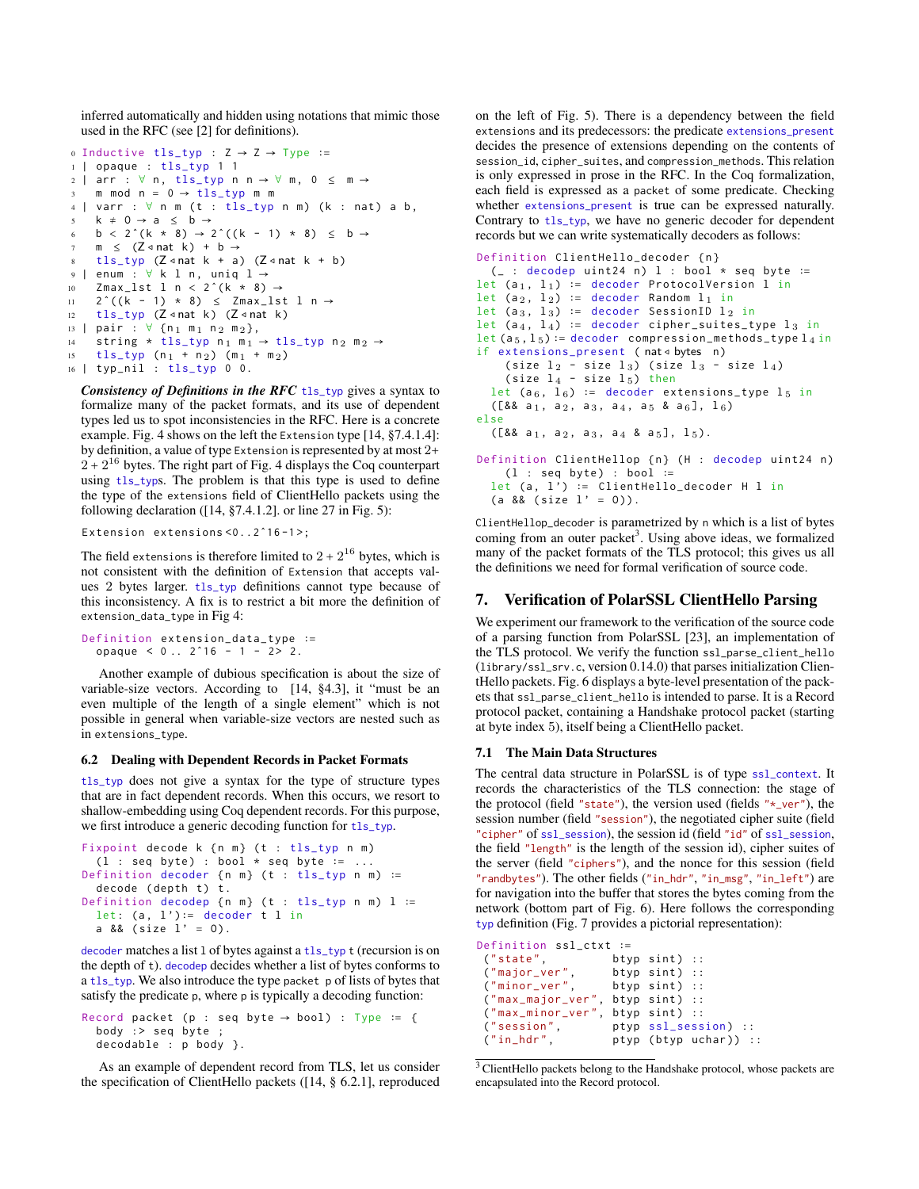inferred automatically and hidden using notations that mimic those used in the RFC (see [2] for definitions).

```
0  Inductive tls_typ : Z → Z → Type :=
1  | opaque : tls_typ 1 1
2  | arr : ∀ n, tls_typ n n → ∀ m, 0 ≤ m →
3    m mod n = 0 → tls_typ m m
4  | varr : ∀ n m (t : tls_typ n m) (k : nat) a b,
5    k ≠ 0 → a ≤ b →
6    b < 2^(k * 8) → 2^((k - 1) * 8) ≤ b →
7    m ≤ (Z◃nat k) + b →
8    tls_typ (Z◃nat k + a) (Z◃nat k + b)
9  | enum : ∀ k l n, uniq l →
10   Zmax_lst l n < 2^(k * 8) →
11   2^((k - 1) * 8) ≤ Zmax_lst l n →
12   tls_typ (Z◃nat k) (Z◃nat k)
13 | pair : ∀ {n1 m1 n2 m2},
14   string * tls_typ n1 m1 → tls_typ n2 m2 →
15   tls_typ (n1 + n2) (m1 + m2)
16 | typ_nil : tls_typ 0 0.
```

***Consistency of Definitions in the RFC*** `tls_typ` gives a syntax to formalize many of the packet formats, and its use of dependent types led us to spot inconsistencies in the RFC. Here is a concrete example. Fig. 4 shows on the left the `Extension` type [14, §7.4.1.4]: by definition, a value of type `Extension` is represented by at most $2+2+2^{16}$ bytes. The right part of Fig. 4 displays the Coq counterpart using `tls_typ`s. The problem is that this type is used to define the type of the `extensions` field of ClientHello packets using the following declaration ([14, §7.4.1.2]. or line 27 in Fig. 5):

```
Extension extensions<0..2^16-1>;
```

The field `extensions` is therefore limited to $2+2^{16}$ bytes, which is not consistent with the definition of `Extension` that accepts values 2 bytes larger. `tls_typ` definitions cannot type because of this inconsistency. A fix is to restrict a bit more the definition of `extension_data_type` in Fig 4:

```
Definition extension_data_type :=
  opaque < 0 .. 2^16 - 1 - 2> 2.
```

Another example of dubious specification is about the size of variable-size vectors. According to [14, §4.3], it "must be an even multiple of the length of a single element" which is not possible in general when variable-size vectors are nested such as in `extensions_type`.

### 6.2 Dealing with Dependent Records in Packet Formats

`tls_typ` does not give a syntax for the type of structure types that are in fact dependent records. When this occurs, we resort to shallow-embedding using Coq dependent records. For this purpose, we first introduce a generic decoding function for `tls_typ`.

```
Fixpoint decode k {n m} (t : tls_typ n m)
  (l : seq byte) : bool * seq byte := ...
Definition decoder {n m} (t : tls_typ n m) :=
  decode (depth t) t.
Definition decodep {n m} (t : tls_typ n m) l :=
  let: (a, l'):= decoder t l in
  a && (size l' = 0).
```

`decoder` matches a list `l` of bytes against a `tls_typ` `t` (recursion is on the depth of `t`). `decodep` decides whether a list of bytes conforms to a `tls_typ`. We also introduce the type `packet p` of lists of bytes that satisfy the predicate `p`, where `p` is typically a decoding function:

```
Record packet (p : seq byte → bool) : Type := {
  body :> seq byte ;
  decodable : p body }.
```

As an example of dependent record from TLS, let us consider the specification of ClientHello packets ([14, § 6.2.1], reproduced on the left of Fig. 5). There is a dependency between the field `extensions` and its predecessors: the predicate `extensions_present` decides the presence of extensions depending on the contents of `session_id`, `cipher_suites`, and `compression_methods`. This relation is only expressed in prose in the RFC. In the Coq formalization, each field is expressed as a `packet` of some predicate. Checking whether `extensions_present` is true can be expressed naturally. Contrary to `tls_typ`, we have no generic decoder for dependent records but we can write systematically decoders as follows:

```
Definition ClientHello_decoder {n}
  (_ : decodep uint24 n) l : bool * seq byte :=
let (a1, l1) := decoder ProtocolVersion l in
let (a2, l2) := decoder Random l1 in
let (a3, l3) := decoder SessionID l2 in
let (a4, l4) := decoder cipher_suites_type l3 in
let (a5, l5) := decoder compression_methods_type l4 in
if extensions_present ( nat◃bytes n)
    (size l2 - size l3) (size l3 - size l4)
    (size l4 - size l5) then
  let (a6, l6) := decoder extensions_type l5 in
  ([&& a1, a2, a3, a4, a5 & a6], l6)
else
  ([&& a1, a2, a3, a4 & a5], l5).

Definition ClientHellop {n} (H : decodep uint24 n)
    (l : seq byte) : bool :=
  let (a, l') := ClientHello_decoder H l in
  (a && (size l' = 0)).
```

`ClientHello_decoder` is parametrized by `n` which is a list of bytes coming from an outer packet[3]. Using above ideas, we formalized many of the packet formats of the TLS protocol; this gives us all the definitions we need for formal verification of source code.

## 7. Verification of PolarSSL ClientHello Parsing

We experiment our framework to the verification of the source code of a parsing function from PolarSSL [23], an implementation of the TLS protocol. We verify the function `ssl_parse_client_hello` (`library/ssl_srv.c`, version 0.14.0) that parses initialization ClientHello packets. Fig. 6 displays a byte-level presentation of the packets that `ssl_parse_client_hello` is intended to parse. It is a Record protocol packet, containing a Handshake protocol packet (starting at byte index 5), itself being a ClientHello packet.

### 7.1 The Main Data Structures

The central data structure in PolarSSL is of type `ssl_context`. It records the characteristics of the TLS connection: the stage of the protocol (field `"state"`), the version used (fields `"*_ver"`), the session number (field `"session"`), the negotiated cipher suite (field `"cipher"` of `ssl_session`), the session id (field `"id"` of `ssl_session`, the field `"length"` is the length of the session id), cipher suites of the server (field `"ciphers"`), and the nonce for this session (field `"randbytes"`). The other fields (`"in_hdr"`, `"in_msg"`, `"in_left"`) are for navigation into the buffer that stores the bytes coming from the network (bottom part of Fig. 6). Here follows the corresponding `typ` definition (Fig. 7 provides a pictorial representation):

```
Definition ssl_ctxt :=
 ("state",         btyp sint) ::
 ("major_ver",     btyp sint) ::
 ("minor_ver",     btyp sint) ::
 ("max_major_ver", btyp sint) ::
 ("max_minor_ver", btyp sint) ::
 ("session",       ptyp ssl_session) ::
 ("in_hdr",        ptyp (btyp uchar)) ::
```

[3] ClientHello packets belong to the Handshake protocol, whose packets are encapsulated into the Record protocol.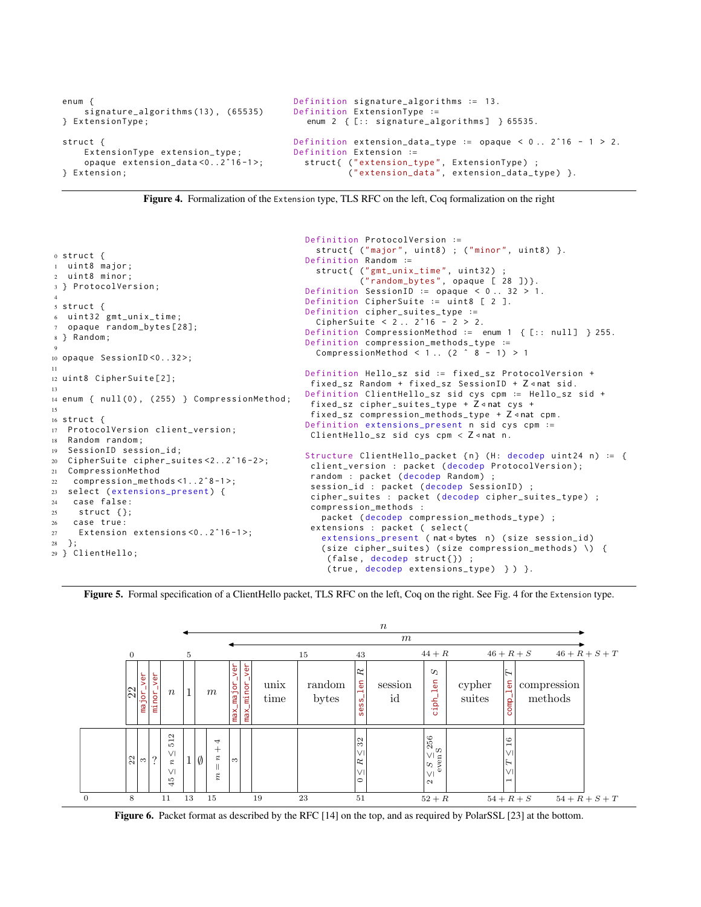```
enum {
    signature_algorithms(13), (65535)
} ExtensionType;

struct {
    ExtensionType extension_type;
    opaque extension_data<0..2^16-1>;
} Extension;
```

```
Definition signature_algorithms := 13.
Definition ExtensionType :=
  enum 2 { [:: signature_algorithms] } 65535.

Definition extension_data_type := opaque < 0 .. 2^16 - 1 > 2.
Definition Extension :=
  struct{ ("extension_type", ExtensionType) ;
          ("extension_data", extension_data_type) }.
```

**Figure 4.** Formalization of the `Extension` type, TLS RFC on the left, Coq formalization on the right

```
0  struct {
1   uint8 major;
2   uint8 minor;
3  } ProtocolVersion;
4
5  struct {
6   uint32 gmt_unix_time;
7   opaque random_bytes[28];
8  } Random;
9
10 opaque SessionID<0..32>;
11
12 uint8 CipherSuite[2];
13
14 enum { null(0), (255) } CompressionMethod;
15
16 struct {
17  ProtocolVersion client_version;
18  Random random;
19  SessionID session_id;
20  CipherSuite cipher_suites<2..2^16-2>;
21  CompressionMethod
22   compression_methods<1..2^8-1>;
23  select (extensions_present) {
24   case false:
25    struct {};
26   case true:
27    Extension extensions<0..2^16-1>;
28  };
29 } ClientHello;
```

```
Definition ProtocolVersion :=
  struct{ ("major", uint8) ; ("minor", uint8) }.
Definition Random :=
  struct{ ("gmt_unix_time", uint32) ;
          ("random_bytes", opaque [ 28 ])}.
Definition SessionID := opaque < 0 .. 32 > 1.
Definition CipherSuite := uint8 [ 2 ].
Definition cipher_suites_type :=
  CipherSuite < 2 .. 2^16 - 2 > 2.
Definition CompressionMethod := enum 1 { [:: null] } 255.
Definition compression_methods_type :=
  CompressionMethod < 1 .. (2 ^ 8 - 1) > 1

Definition Hello_sz sid := fixed_sz ProtocolVersion +
 fixed_sz Random + fixed_sz SessionID + Z◁nat sid.
Definition ClientHello_sz sid cys cpm := Hello_sz sid +
 fixed_sz cipher_suites_type + Z◁nat cys +
 fixed_sz compression_methods_type + Z◁nat cpm.
Definition extensions_present n sid cys cpm :=
 ClientHello_sz sid cys cpm < Z◁nat n.

Structure ClientHello_packet {n} (H: decodep uint24 n) := {
 client_version : packet (decodep ProtocolVersion);
 random : packet (decodep Random) ;
 session_id : packet (decodep SessionID) ;
 cipher_suites : packet (decodep cipher_suites_type) ;
 compression_methods :
   packet (decodep compression_methods_type) ;
 extensions : packet ( select(
   extensions_present ( nat◁bytes n) (size session_id)
   (size cipher_suites) (size compression_methods) \) {
    (false, decodep struct{}) ;
    (true, decodep extensions_type) } ) }.
```

**Figure 5.** Formal specification of a ClientHello packet, TLS RFC on the left, Coq on the right. See Fig. 4 for the `Extension` type.

RFC format (top), spanning lengths $n$ (from offset 5) and $m$:

| Offset | 0 | | | | 5 | | | | | 15 | 43 | | $44+R$ | | $46+R+S$ | | $46+R+S+T$ |
|---|---|---|---|---|---|---|---|---|---|---|---|---|---|---|---|---|---|
| Field | 22 | major_ver | minor_ver | $n$ | 1 | $m$ | max_major_ver | max_minor_ver | unix time | random bytes | sess_len $R$ | session id | ciph_len $S$ | cypher suites | comp_len $T$ | compression methods | |

PolarSSL format (bottom):

| Offset | 0 | 8 | | | 11 | 13 | | 15 | | 19 | 23 | 51 | | $52+R$ | | $54+R+S$ | $54+R+S+T$ |
|---|---|---|---|---|---|---|---|---|---|---|---|---|---|---|---|---|---|
| Constraint | | 22 | 3 | ? | $45 \leq n \leq 512$ | 1 | $\emptyset$ | $m = n+4$ | 3 | | | $0 \leq R \leq 32$ | | $2 \leq S \leq 256$, even S | | $1 \leq T \leq 16$ | |

**Figure 6.** Packet format as described by the RFC [14] on the top, and as required by PolarSSL [23] at the bottom.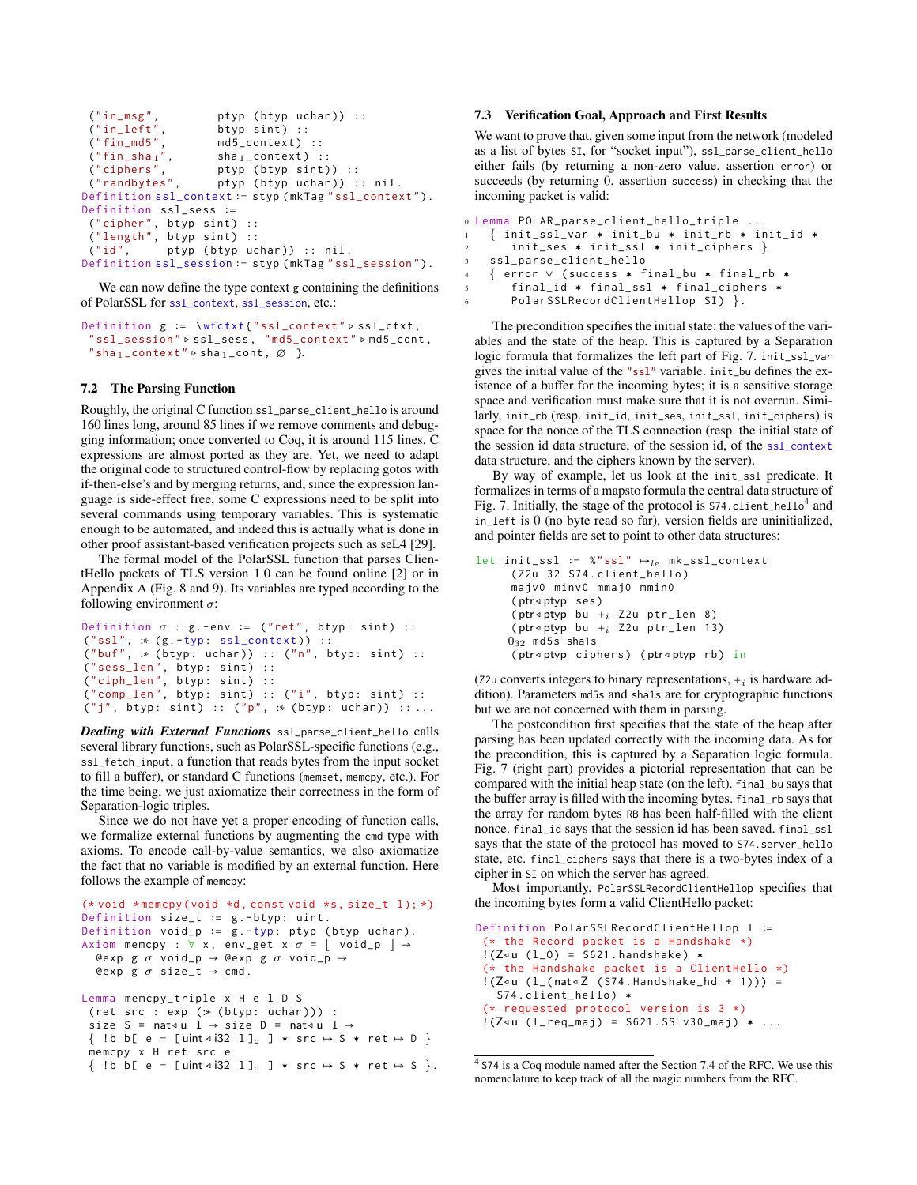```
("in_msg",        ptyp (btyp uchar)) ::
("in_left",       btyp sint) ::
("fin_md5",       md5_context) ::
("fin_sha1",      sha1_context) ::
("ciphers",       ptyp (btyp sint)) ::
("randbytes",     ptyp (btyp uchar)) :: nil.
Definition ssl_context := styp (mkTag "ssl_context").
Definition ssl_sess :=
("cipher", btyp sint) ::
("length", btyp sint) ::
("id",     ptyp (btyp uchar)) :: nil.
Definition ssl_session := styp (mkTag "ssl_session").
```

We can now define the type context g containing the definitions of PolarSSL for ssl_context, ssl_session, etc.:

```
Definition g := \wfctxt{"ssl_context" ▹ ssl_ctxt,
 "ssl_session" ▹ ssl_sess, "md5_context" ▹ md5_cont,
 "sha1_context" ▹ sha1_cont, ∅ }.
```

### 7.2 The Parsing Function

Roughly, the original C function ssl_parse_client_hello is around 160 lines long, around 85 lines if we remove comments and debugging information; once converted to Coq, it is around 115 lines. C expressions are almost ported as they are. Yet, we need to adapt the original code to structured control-flow by replacing gotos with if-then-else's and by merging returns, and, since the expression language is side-effect free, some C expressions need to be split into several commands using temporary variables. This is systematic enough to be automated, and indeed this is actually what is done in other proof assistant-based verification projects such as seL4 [29].

The formal model of the PolarSSL function that parses ClientHello packets of TLS version 1.0 can be found online [2] or in Appendix A (Fig. 8 and 9). Its variables are typed according to the following environment $\sigma$:

```
Definition σ : g.-env := ("ret", btyp: sint) ::
("ssl", :* (g.-typ: ssl_context)) ::
("buf", :* (btyp: uchar)) :: ("n", btyp: sint) ::
("sess_len", btyp: sint) ::
("ciph_len", btyp: sint) ::
("comp_len", btyp: sint) :: ("i", btyp: sint) ::
("j", btyp: sint) :: ("p", :* (btyp: uchar)) :: ...
```

***Dealing with External Functions*** ssl_parse_client_hello calls several library functions, such as PolarSSL-specific functions (e.g., ssl_fetch_input, a function that reads bytes from the input socket to fill a buffer), or standard C functions (memset, memcpy, etc.). For the time being, we just axiomatize their correctness in the form of Separation-logic triples.

Since we do not have yet a proper encoding of function calls, we formalize external functions by augmenting the cmd type with axioms. To encode call-by-value semantics, we also axiomatize the fact that no variable is modified by an external function. Here follows the example of memcpy:

```
(*void *memcpy(void *d, const void *s, size_t l);*)
Definition size_t := g.-btyp: uint.
Definition void_p := g.-typ: ptyp (btyp uchar).
Axiom memcpy : ∀ x, env_get x σ = ⌊ void_p ⌋ →
  @exp g σ void_p → @exp g σ void_p →
  @exp g σ size_t → cmd.

Lemma memcpy_triple x H e l D S
 (ret src : exp (:* (btyp: uchar))) :
 size S = nat◃u l → size D = nat◃u l →
 { !b b[ e = [uint◃i32 l]c ] ⋆ src ↦ S ⋆ ret ↦ D }
 memcpy x H ret src e
 { !b b[ e = [uint◃i32 l]c ] ⋆ src ↦ S ⋆ ret ↦ S }.
```

### 7.3 Verification Goal, Approach and First Results

We want to prove that, given some input from the network (modeled as a list of bytes SI, for "socket input"), ssl_parse_client_hello either fails (by returning a non-zero value, assertion error) or succeeds (by returning 0, assertion success) in checking that the incoming packet is valid:

```
0 Lemma POLAR_parse_client_hello_triple ...
1   { init_ssl_var ⋆ init_bu ⋆ init_rb ⋆ init_id ⋆
2       init_ses ⋆ init_ssl ⋆ init_ciphers }
3   ssl_parse_client_hello
4   { error ∨ (success ⋆ final_bu ⋆ final_rb ⋆
5       final_id ⋆ final_ssl ⋆ final_ciphers ⋆
6       PolarSSLRecordClientHellop SI) }.
```

The precondition specifies the initial state: the values of the variables and the state of the heap. This is captured by a Separation logic formula that formalizes the left part of Fig. 7. init_ssl_var gives the initial value of the "ssl" variable. init_bu defines the existence of a buffer for the incoming bytes; it is a sensitive storage space and verification must make sure that it is not overrun. Similarly, init_rb (resp. init_id, init_ses, init_ssl, init_ciphers) is space for the nonce of the TLS connection (resp. the initial state of the session id data structure, of the session id, of the ssl_context data structure, and the ciphers known by the server).

By way of example, let us look at the init_ssl predicate. It formalizes in terms of a mapsto formula the central data structure of Fig. 7. Initially, the stage of the protocol is S74.client_hello[4] and in_left is 0 (no byte read so far), version fields are uninitialized, and pointer fields are set to point to other data structures:

```
let init_ssl := %"ssl" ↦le mk_ssl_context
     (Z2u 32 S74.client_hello)
     majv0 minv0 mmaj0 mmin0
     (ptr◃ptyp ses)
     (ptr◃ptyp bu +i Z2u ptr_len 8)
     (ptr◃ptyp bu +i Z2u ptr_len 13)
     032 md5s sha1s
     (ptr◃ptyp ciphers) (ptr◃ptyp rb) in
```

(Z2u converts integers to binary representations, $+_i$ is hardware addition). Parameters md5s and sha1s are for cryptographic functions but we are not concerned with them in parsing.

The postcondition first specifies that the state of the heap after parsing has been updated correctly with the incoming data. As for the precondition, this is captured by a Separation logic formula. Fig. 7 (right part) provides a pictorial representation that can be compared with the initial heap state (on the left). final_bu says that the buffer array is filled with the incoming bytes. final_rb says that the array for random bytes RB has been half-filled with the client nonce. final_id says that the session id has been saved. final_ssl says that the state of the protocol has moved to S74.server_hello state, etc. final_ciphers says that there is a two-bytes index of a cipher in SI on which the server has agreed.

Most importantly, PolarSSLRecordClientHellop specifies that the incoming bytes form a valid ClientHello packet:

```
Definition PolarSSLRecordClientHellop l :=
 (* the Record packet is a Handshake *)
 !(Z◃u (l_0) = S621.handshake) ⋆
 (* the Handshake packet is a ClientHello *)
 !(Z◃u (l_(nat◃Z (S74.Handshake_hd + 1))) =
   S74.client_hello) ⋆
 (* requested protocol version is 3 *)
 !(Z◃u (l_req_maj) = S621.SSLv30_maj) ⋆ ...
```

[4] S74 is a Coq module named after the Section 7.4 of the RFC. We use this nomenclature to keep track of all the magic numbers from the RFC.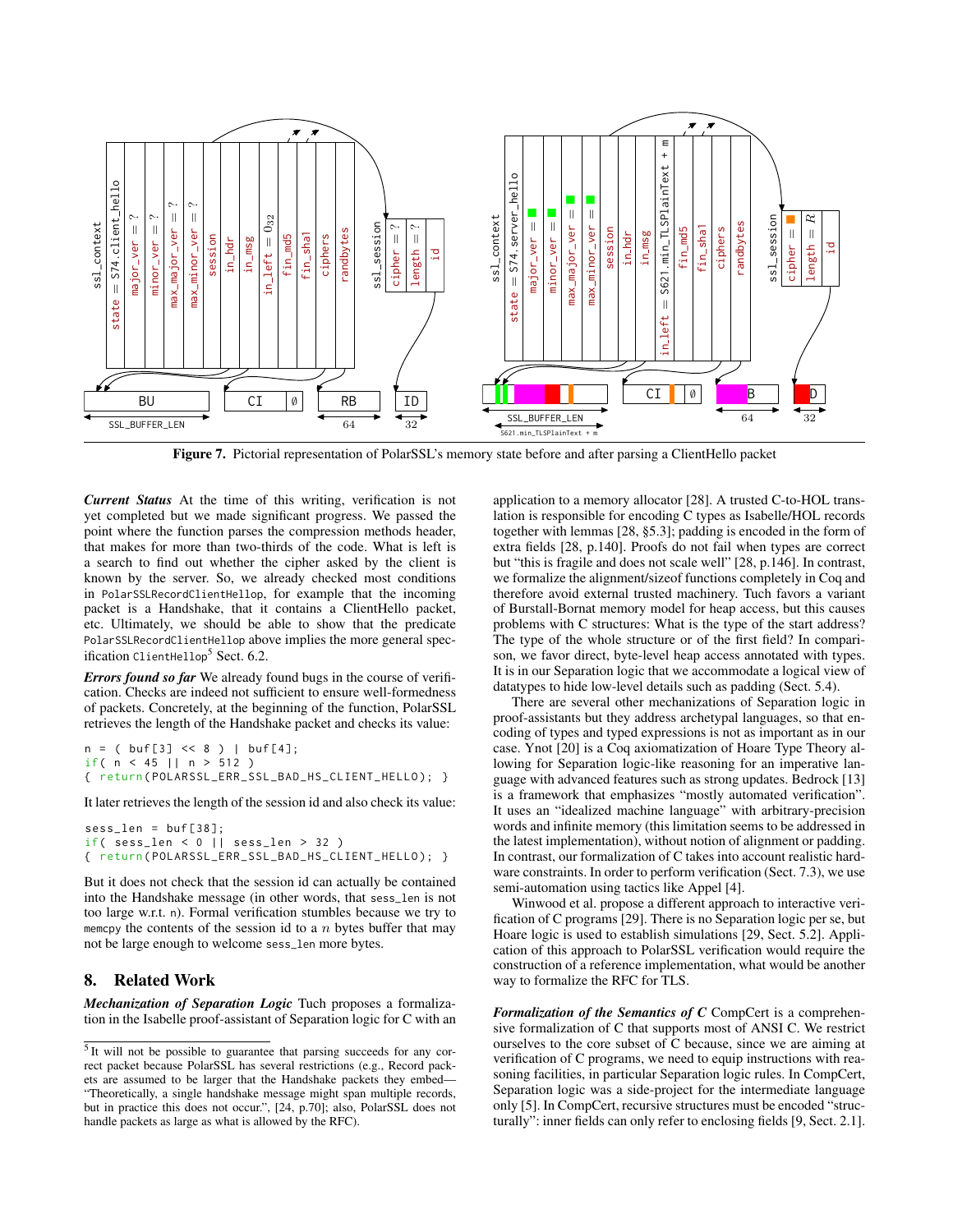**Figure 7.** Pictorial representation of PolarSSL's memory state before and after parsing a ClientHello packet

***Current Status*** At the time of this writing, verification is not yet completed but we made significant progress. We passed the point where the function parses the compression methods header, that makes for more than two-thirds of the code. What is left is a search to find out whether the cipher asked by the client is known by the server. So, we already checked most conditions in `PolarSSLRecordClientHellop`, for example that the incoming packet is a Handshake, that it contains a ClientHello packet, etc. Ultimately, we should be able to show that the predicate `PolarSSLRecordClientHellop` above implies the more general specification `ClientHellop`[5] Sect. 6.2.

***Errors found so far*** We already found bugs in the course of verification. Checks are indeed not sufficient to ensure well-formedness of packets. Concretely, at the beginning of the function, PolarSSL retrieves the length of the Handshake packet and checks its value:

```
n = ( buf[3] << 8 ) | buf[4];
if( n < 45 || n > 512 )
{ return(POLARSSL_ERR_SSL_BAD_HS_CLIENT_HELLO); }
```

It later retrieves the length of the session id and also check its value:

```
sess_len = buf[38];
if( sess_len < 0 || sess_len > 32 )
{ return(POLARSSL_ERR_SSL_BAD_HS_CLIENT_HELLO); }
```

But it does not check that the session id can actually be contained into the Handshake message (in other words, that `sess_len` is not too large w.r.t. `n`). Formal verification stumbles because we try to `memcpy` the contents of the session id to a $n$ bytes buffer that may not be large enough to welcome `sess_len` more bytes.

## 8. Related Work

***Mechanization of Separation Logic*** Tuch proposes a formalization in the Isabelle proof-assistant of Separation logic for C with an application to a memory allocator [28]. A trusted C-to-HOL translation is responsible for encoding C types as Isabelle/HOL records together with lemmas [28, §5.3]; padding is encoded in the form of extra fields [28, p.140]. Proofs do not fail when types are correct but "this is fragile and does not scale well" [28, p.146]. In contrast, we formalize the alignment/sizeof functions completely in Coq and therefore avoid external trusted machinery. Tuch favors a variant of Burstall-Bornat memory model for heap access, but this causes problems with C structures: What is the type of the start address? The type of the whole structure or of the first field? In comparison, we favor direct, byte-level heap access annotated with types. It is in our Separation logic that we accommodate a logical view of datatypes to hide low-level details such as padding (Sect. 5.4).

There are several other mechanizations of Separation logic in proof-assistants but they address archetypal languages, so that encoding of types and typed expressions is not as important as in our case. Ynot [20] is a Coq axiomatization of Hoare Type Theory allowing for Separation logic-like reasoning for an imperative language with advanced features such as strong updates. Bedrock [13] is a framework that emphasizes "mostly automated verification". It uses an "idealized machine language" with arbitrary-precision words and infinite memory (this limitation seems to be addressed in the latest implementation), without notion of alignment or padding. In contrast, our formalization of C takes into account realistic hardware constraints. In order to perform verification (Sect. 7.3), we use semi-automation using tactics like Appel [4].

Winwood et al. propose a different approach to interactive verification of C programs [29]. There is no Separation logic per se, but Hoare logic is used to establish simulations [29, Sect. 5.2]. Application of this approach to PolarSSL verification would require the construction of a reference implementation, what would be another way to formalize the RFC for TLS.

***Formalization of the Semantics of C*** CompCert is a comprehensive formalization of C that supports most of ANSI C. We restrict ourselves to the core subset of C because, since we are aiming at verification of C programs, we need to equip instructions with reasoning facilities, in particular Separation logic rules. In CompCert, Separation logic was a side-project for the intermediate language only [5]. In CompCert, recursive structures must be encoded "structurally": inner fields can only refer to enclosing fields [9, Sect. 2.1].

[5] It will not be possible to guarantee that parsing succeeds for any correct packet because PolarSSL has several restrictions (e.g., Record packets are assumed to be larger that the Handshake packets they embed—"Theoretically, a single handshake message might span multiple records, but in practice this does not occur.", [24, p.70]; also, PolarSSL does not handle packets as large as what is allowed by the RFC).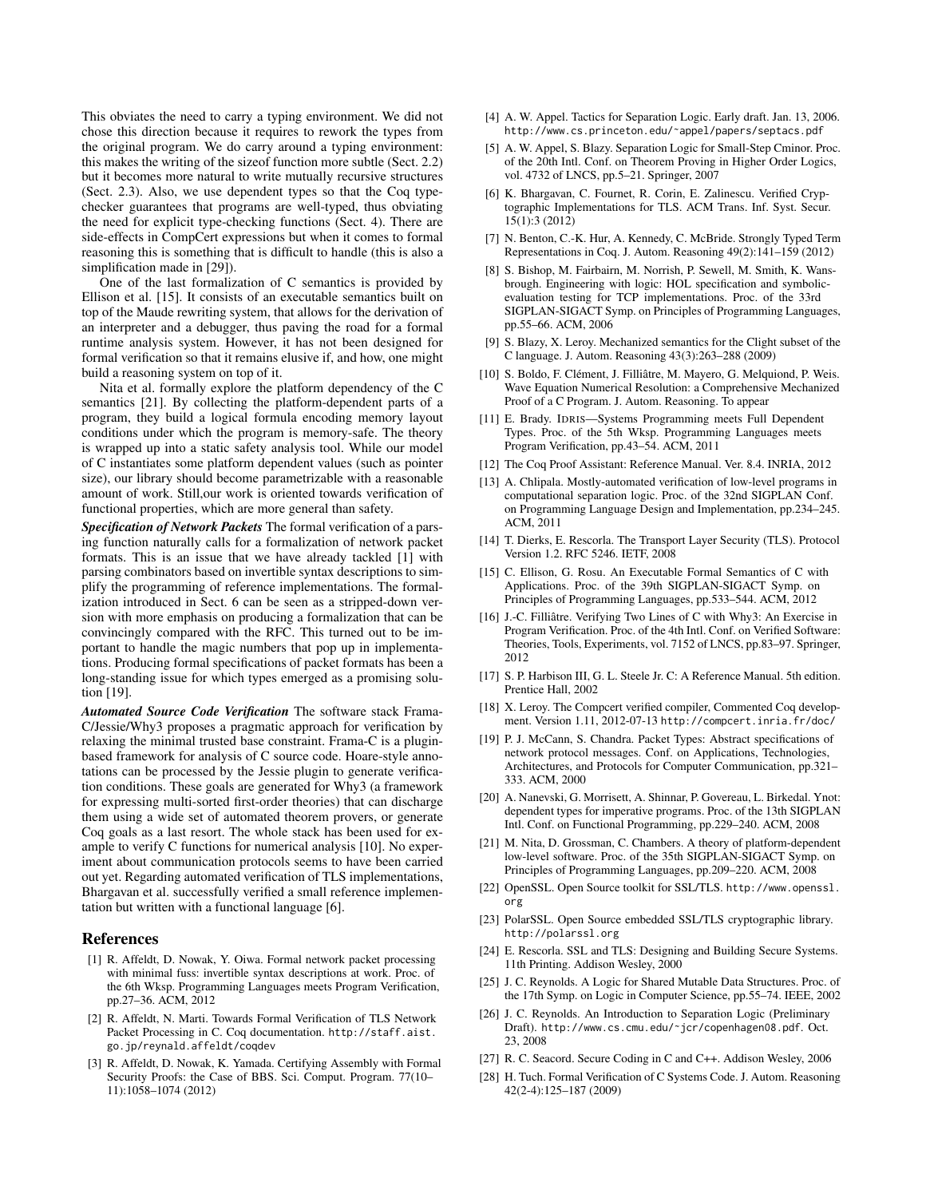This obviates the need to carry a typing environment. We did not chose this direction because it requires to rework the types from the original program. We do carry around a typing environment: this makes the writing of the sizeof function more subtle (Sect. 2.2) but it becomes more natural to write mutually recursive structures (Sect. 2.3). Also, we use dependent types so that the Coq typechecker guarantees that programs are well-typed, thus obviating the need for explicit type-checking functions (Sect. 4). There are side-effects in CompCert expressions but when it comes to formal reasoning this is something that is difficult to handle (this is also a simplification made in [29]).

One of the last formalization of C semantics is provided by Ellison et al. [15]. It consists of an executable semantics built on top of the Maude rewriting system, that allows for the derivation of an interpreter and a debugger, thus paving the road for a formal runtime analysis system. However, it has not been designed for formal verification so that it remains elusive if, and how, one might build a reasoning system on top of it.

Nita et al. formally explore the platform dependency of the C semantics [21]. By collecting the platform-dependent parts of a program, they build a logical formula encoding memory layout conditions under which the program is memory-safe. The theory is wrapped up into a static safety analysis tool. While our model of C instantiates some platform dependent values (such as pointer size), our library should become parametrizable with a reasonable amount of work. Still,our work is oriented towards verification of functional properties, which are more general than safety.

***Specification of Network Packets*** The formal verification of a parsing function naturally calls for a formalization of network packet formats. This is an issue that we have already tackled [1] with parsing combinators based on invertible syntax descriptions to simplify the programming of reference implementations. The formalization introduced in Sect. 6 can be seen as a stripped-down version with more emphasis on producing a formalization that can be convincingly compared with the RFC. This turned out to be important to handle the magic numbers that pop up in implementations. Producing formal specifications of packet formats has been a long-standing issue for which types emerged as a promising solution [19].

***Automated Source Code Verification*** The software stack Frama-C/Jessie/Why3 proposes a pragmatic approach for verification by relaxing the minimal trusted base constraint. Frama-C is a plugin-based framework for analysis of C source code. Hoare-style annotations can be processed by the Jessie plugin to generate verification conditions. These goals are generated for Why3 (a framework for expressing multi-sorted first-order theories) that can discharge them using a wide set of automated theorem provers, or generate Coq goals as a last resort. The whole stack has been used for example to verify C functions for numerical analysis [10]. No experiment about communication protocols seems to have been carried out yet. Regarding automated verification of TLS implementations, Bhargavan et al. successfully verified a small reference implementation but written with a functional language [6].

## References

[1] R. Affeldt, D. Nowak, Y. Oiwa. Formal network packet processing with minimal fuss: invertible syntax descriptions at work. Proc. of the 6th Wksp. Programming Languages meets Program Verification, pp.27–36. ACM, 2012

[2] R. Affeldt, N. Marti. Towards Formal Verification of TLS Network Packet Processing in C. Coq documentation. http://staff.aist.go.jp/reynald.affeldt/coqdev

[3] R. Affeldt, D. Nowak, K. Yamada. Certifying Assembly with Formal Security Proofs: the Case of BBS. Sci. Comput. Program. 77(10–11):1058–1074 (2012)

[4] A. W. Appel. Tactics for Separation Logic. Early draft. Jan. 13, 2006. http://www.cs.princeton.edu/~appel/papers/septacs.pdf

[5] A. W. Appel, S. Blazy. Separation Logic for Small-Step Cminor. Proc. of the 20th Intl. Conf. on Theorem Proving in Higher Order Logics, vol. 4732 of LNCS, pp.5–21. Springer, 2007

[6] K. Bhargavan, C. Fournet, R. Corin, E. Zalinescu. Verified Cryptographic Implementations for TLS. ACM Trans. Inf. Syst. Secur. 15(1):3 (2012)

[7] N. Benton, C.-K. Hur, A. Kennedy, C. McBride. Strongly Typed Term Representations in Coq. J. Autom. Reasoning 49(2):141–159 (2012)

[8] S. Bishop, M. Fairbairn, M. Norrish, P. Sewell, M. Smith, K. Wansbrough. Engineering with logic: HOL specification and symbolic-evaluation testing for TCP implementations. Proc. of the 33rd SIGPLAN-SIGACT Symp. on Principles of Programming Languages, pp.55–66. ACM, 2006

[9] S. Blazy, X. Leroy. Mechanized semantics for the Clight subset of the C language. J. Autom. Reasoning 43(3):263–288 (2009)

[10] S. Boldo, F. Clément, J. Filliâtre, M. Mayero, G. Melquiond, P. Weis. Wave Equation Numerical Resolution: a Comprehensive Mechanized Proof of a C Program. J. Autom. Reasoning. To appear

[11] E. Brady. IDRIS—Systems Programming meets Full Dependent Types. Proc. of the 5th Wksp. Programming Languages meets Program Verification, pp.43–54. ACM, 2011

[12] The Coq Proof Assistant: Reference Manual. Ver. 8.4. INRIA, 2012

[13] A. Chlipala. Mostly-automated verification of low-level programs in computational separation logic. Proc. of the 32nd SIGPLAN Conf. on Programming Language Design and Implementation, pp.234–245. ACM, 2011

[14] T. Dierks, E. Rescorla. The Transport Layer Security (TLS). Protocol Version 1.2. RFC 5246. IETF, 2008

[15] C. Ellison, G. Rosu. An Executable Formal Semantics of C with Applications. Proc. of the 39th SIGPLAN-SIGACT Symp. on Principles of Programming Languages, pp.533–544. ACM, 2012

[16] J.-C. Filliâtre. Verifying Two Lines of C with Why3: An Exercise in Program Verification. Proc. of the 4th Intl. Conf. on Verified Software: Theories, Tools, Experiments, vol. 7152 of LNCS, pp.83–97. Springer, 2012

[17] S. P. Harbison III, G. L. Steele Jr. C: A Reference Manual. 5th edition. Prentice Hall, 2002

[18] X. Leroy. The Compcert verified compiler, Commented Coq development. Version 1.11, 2012-07-13 http://compcert.inria.fr/doc/

[19] P. J. McCann, S. Chandra. Packet Types: Abstract specifications of network protocol messages. Conf. on Applications, Technologies, Architectures, and Protocols for Computer Communication, pp.321–333. ACM, 2000

[20] A. Nanevski, G. Morrisett, A. Shinnar, P. Govereau, L. Birkedal. Ynot: dependent types for imperative programs. Proc. of the 13th SIGPLAN Intl. Conf. on Functional Programming, pp.229–240. ACM, 2008

[21] M. Nita, D. Grossman, C. Chambers. A theory of platform-dependent low-level software. Proc. of the 35th SIGPLAN-SIGACT Symp. on Principles of Programming Languages, pp.209–220. ACM, 2008

[22] OpenSSL. Open Source toolkit for SSL/TLS. http://www.openssl.org

[23] PolarSSL. Open Source embedded SSL/TLS cryptographic library. http://polarssl.org

[24] E. Rescorla. SSL and TLS: Designing and Building Secure Systems. 11th Printing. Addison Wesley, 2000

[25] J. C. Reynolds. A Logic for Shared Mutable Data Structures. Proc. of the 17th Symp. on Logic in Computer Science, pp.55–74. IEEE, 2002

[26] J. C. Reynolds. An Introduction to Separation Logic (Preliminary Draft). http://www.cs.cmu.edu/~jcr/copenhagen08.pdf. Oct. 23, 2008

[27] R. C. Seacord. Secure Coding in C and C++. Addison Wesley, 2006

[28] H. Tuch. Formal Verification of C Systems Code. J. Autom. Reasoning 42(2-4):125–187 (2009)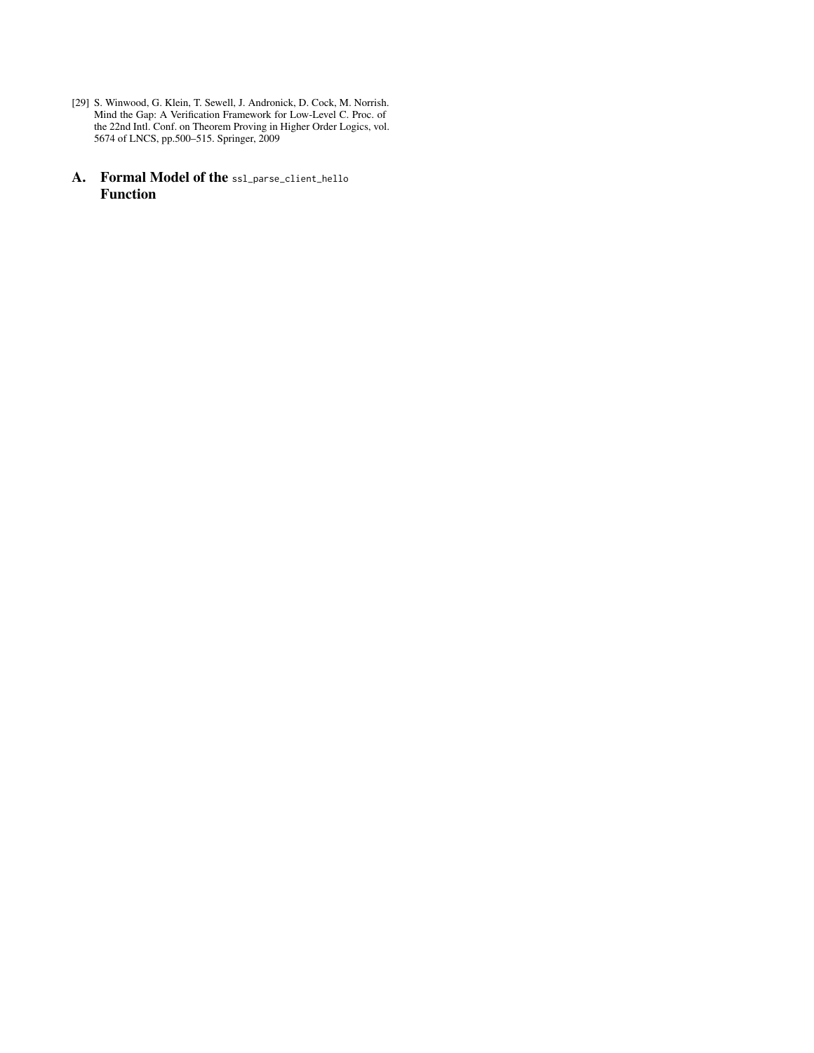[29] S. Winwood, G. Klein, T. Sewell, J. Andronick, D. Cock, M. Norrish. Mind the Gap: A Verification Framework for Low-Level C. Proc. of the 22nd Intl. Conf. on Theorem Proving in Higher Order Logics, vol. 5674 of LNCS, pp.500–515. Springer, 2009

# A. Formal Model of the `ssl_parse_client_hello` Function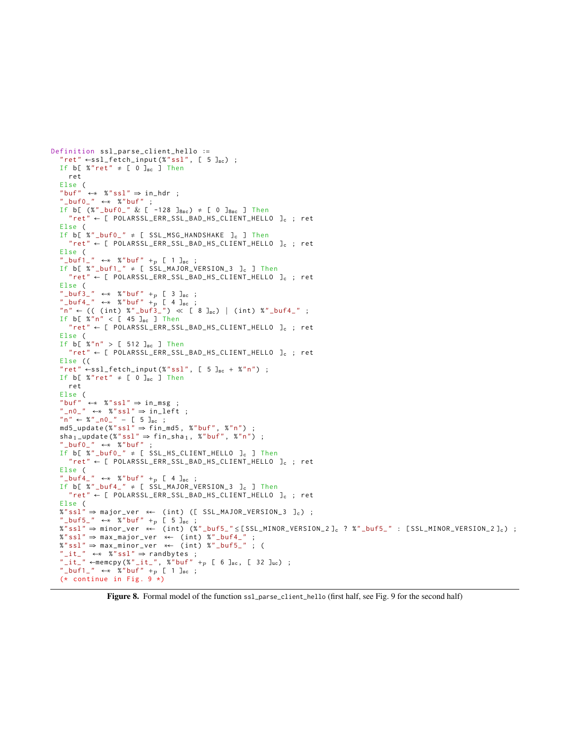```
Definition ssl_parse_client_hello :=
  "ret" ←ssl_fetch_input(%"ssl", [ 5 ]sc) ;
  If b[ %"ret" ≠ [ 0 ]sc ] Then
    ret
  Else (
  "buf" ←* %"ssl" ⇒ in_hdr ;
  "_buf0_" ←* %"buf" ;
  If b[ (%"_buf0_" & [ -128 ]8sc) ≠ [ 0 ]8sc ] Then
    "ret" ← [ POLARSSL_ERR_SSL_BAD_HS_CLIENT_HELLO ]c ; ret
  Else (
  If b[ %"_buf0_" ≠ [ SSL_MSG_HANDSHAKE ]c ] Then
    "ret" ← [ POLARSSL_ERR_SSL_BAD_HS_CLIENT_HELLO ]c ; ret
  Else (
  "_buf1_" ←* %"buf" +p [ 1 ]sc ;
  If b[ %"_buf1_" ≠ [ SSL_MAJOR_VERSION_3 ]c ] Then
    "ret" ← [ POLARSSL_ERR_SSL_BAD_HS_CLIENT_HELLO ]c ; ret
  Else (
  "_buf3_" ←* %"buf" +p [ 3 ]sc ;
  "_buf4_" ←* %"buf" +p [ 4 ]sc ;
  "n" ← (( (int) %"_buf3_") ≪ [ 8 ]sc) | (int) %"_buf4_" ;
  If b[ %"n" < [ 45 ]sc ] Then
    "ret" ← [ POLARSSL_ERR_SSL_BAD_HS_CLIENT_HELLO ]c ; ret
  Else (
  If b[ %"n" > [ 512 ]sc ] Then
    "ret" ← [ POLARSSL_ERR_SSL_BAD_HS_CLIENT_HELLO ]c ; ret
  Else ((
  "ret" ←ssl_fetch_input(%"ssl", [ 5 ]sc + %"n") ;
  If b[ %"ret" ≠ [ 0 ]sc ] Then
    ret
  Else (
  "buf" ←* %"ssl" ⇒ in_msg ;
  "_n0_" ←* %"ssl" ⇒ in_left ;
  "n" ← %"_n0_" - [ 5 ]sc ;
  md5_update(%"ssl" ⇒ fin_md5, %"buf", %"n") ;
  sha1_update(%"ssl" ⇒ fin_sha1, %"buf", %"n") ;
  "_buf0_" ←* %"buf" ;
  If b[ %"_buf0_" ≠ [ SSL_HS_CLIENT_HELLO ]c ] Then
    "ret" ← [ POLARSSL_ERR_SSL_BAD_HS_CLIENT_HELLO ]c ; ret
  Else (
  "_buf4_" ←* %"buf" +p [ 4 ]sc ;
  If b[ %"_buf4_" ≠ [ SSL_MAJOR_VERSION_3 ]c ] Then
    "ret" ← [ POLARSSL_ERR_SSL_BAD_HS_CLIENT_HELLO ]c ; ret
  Else (
  %"ssl" ⇒ major_ver *← (int) ([ SSL_MAJOR_VERSION_3 ]c) ;
  "_buf5_" ←* %"buf" +p [ 5 ]sc ;
  %"ssl" ⇒ minor_ver *← (int) (%"_buf5_"≤[SSL_MINOR_VERSION_2]c ? %"_buf5_" : [SSL_MINOR_VERSION_2]c) ;
  %"ssl" ⇒ max_major_ver *← (int) %"_buf4_" ;
  %"ssl" ⇒ max_minor_ver *← (int) %"_buf5_" ; (
  "_it_" ←* %"ssl" ⇒ randbytes ;
  "_it_" ←memcpy(%"_it_", %"buf" +p [ 6 ]sc, [ 32 ]uc) ;
  "_buf1_" ←* %"buf" +p [ 1 ]sc ;
  (* continue in Fig. 9 *)
```

**Figure 8.** Formal model of the function `ssl_parse_client_hello` (first half, see Fig. 9 for the second half)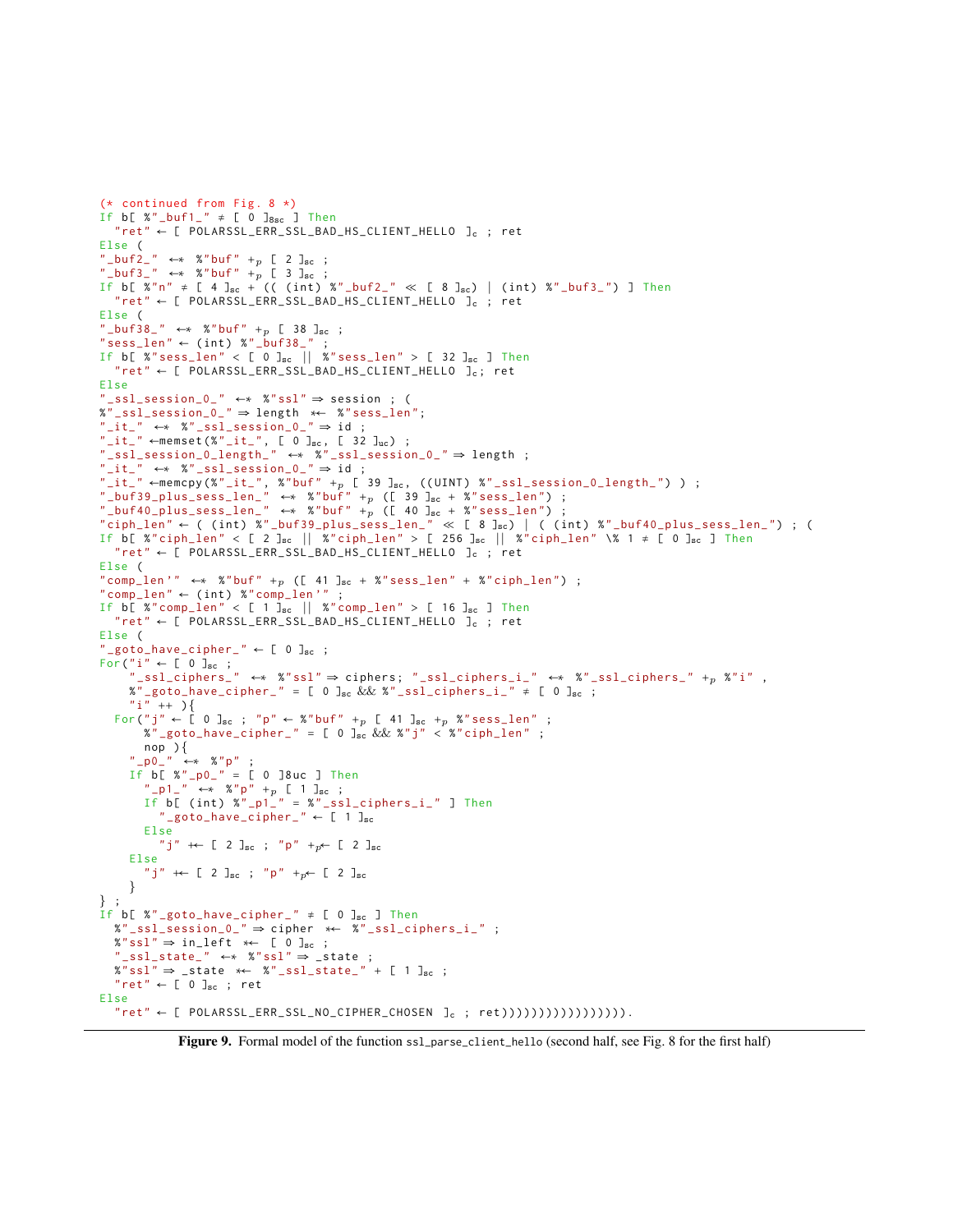```
(* continued from Fig. 8 *)
If b[ %"_buf1_" ≠ [ 0 ]8sc ] Then
  "ret" ← [ POLARSSL_ERR_SSL_BAD_HS_CLIENT_HELLO ]c ; ret
Else (
"_buf2_" ←* %"buf" +p [ 2 ]sc ;
"_buf3_" ←* %"buf" +p [ 3 ]sc ;
If b[ %"n" ≠ [ 4 ]sc + (( (int) %"_buf2_" ≪ [ 8 ]sc) | (int) %"_buf3_") ] Then
  "ret" ← [ POLARSSL_ERR_SSL_BAD_HS_CLIENT_HELLO ]c ; ret
Else (
"_buf38_" ←* %"buf" +p [ 38 ]sc ;
"sess_len" ← (int) %"_buf38_" ;
If b[ %"sess_len" < [ 0 ]sc || %"sess_len" > [ 32 ]sc ] Then
  "ret" ← [ POLARSSL_ERR_SSL_BAD_HS_CLIENT_HELLO ]c; ret
Else
"_ssl_session_0_" ←* %"ssl" ⇒ session ; (
%"_ssl_session_0_" ⇒ length *← %"sess_len";
"_it_" ←* %"_ssl_session_0_" ⇒ id ;
"_it_" ←memset(%"_it_", [ 0 ]sc, [ 32 ]uc) ;
"_ssl_session_0_length_" ←* %"_ssl_session_0_" ⇒ length ;
"_it_" ←* %"_ssl_session_0_" ⇒ id ;
"_it_" ←memcpy(%"_it_", %"buf" +p [ 39 ]sc, ((UINT) %"_ssl_session_0_length_") ) ;
"_buf39_plus_sess_len_" ←* %"buf" +p ([ 39 ]sc + %"sess_len") ;
"_buf40_plus_sess_len_" ←* %"buf" +p ([ 40 ]sc + %"sess_len") ;
"ciph_len" ← ( (int) %"_buf39_plus_sess_len_" ≪ [ 8 ]sc) | ( (int) %"_buf40_plus_sess_len_") ; (
If b[ %"ciph_len" < [ 2 ]sc || %"ciph_len" > [ 256 ]sc || %"ciph_len" \% 1 ≠ [ 0 ]sc ] Then
  "ret" ← [ POLARSSL_ERR_SSL_BAD_HS_CLIENT_HELLO ]c ; ret
Else (
"comp_len'" ←* %"buf" +p ([ 41 ]sc + %"sess_len" + %"ciph_len") ;
"comp_len" ← (int) %"comp_len'" ;
If b[ %"comp_len" < [ 1 ]sc || %"comp_len" > [ 16 ]sc ] Then
  "ret" ← [ POLARSSL_ERR_SSL_BAD_HS_CLIENT_HELLO ]c ; ret
Else (
"_goto_have_cipher_" ← [ 0 ]sc ;
For("i" ← [ 0 ]sc ;
    "_ssl_ciphers_" ←* %"ssl" ⇒ ciphers; "_ssl_ciphers_i_" ←* %"_ssl_ciphers_" +p %"i" ,
    %"_goto_have_cipher_" = [ 0 ]sc && %"_ssl_ciphers_i_" ≠ [ 0 ]sc ;
    "i" ++ ){
  For("j" ← [ 0 ]sc ; "p" ← %"buf" +p [ 41 ]sc +p %"sess_len" ;
      %"_goto_have_cipher_" = [ 0 ]sc && %"j" < %"ciph_len" ;
      nop ){
    "_p0_" ←* %"p" ;
    If b[ %"_p0_" = [ 0 ]8uc ] Then
      "_p1_" ←* %"p" +p [ 1 ]sc ;
      If b[ (int) %"_p1_" = %"_ssl_ciphers_i_" ] Then
        "_goto_have_cipher_" ← [ 1 ]sc
      Else
        "j" +← [ 2 ]sc ; "p" +p← [ 2 ]sc
    Else
      "j" +← [ 2 ]sc ; "p" +p← [ 2 ]sc
    }
} ;
If b[ %"_goto_have_cipher_" ≠ [ 0 ]sc ] Then
  %"_ssl_session_0_" ⇒ cipher *← %"_ssl_ciphers_i_" ;
  %"ssl" ⇒ in_left *← [ 0 ]sc ;
  "_ssl_state_" ←* %"ssl" ⇒ _state ;
  %"ssl" ⇒ _state *← %"_ssl_state_" + [ 1 ]sc ;
  "ret" ← [ 0 ]sc ; ret
Else
  "ret" ← [ POLARSSL_ERR_SSL_NO_CIPHER_CHOSEN ]c ; ret)))))))))))))))).
```

**Figure 9.** Formal model of the function `ssl_parse_client_hello` (second half, see Fig. 8 for the first half)